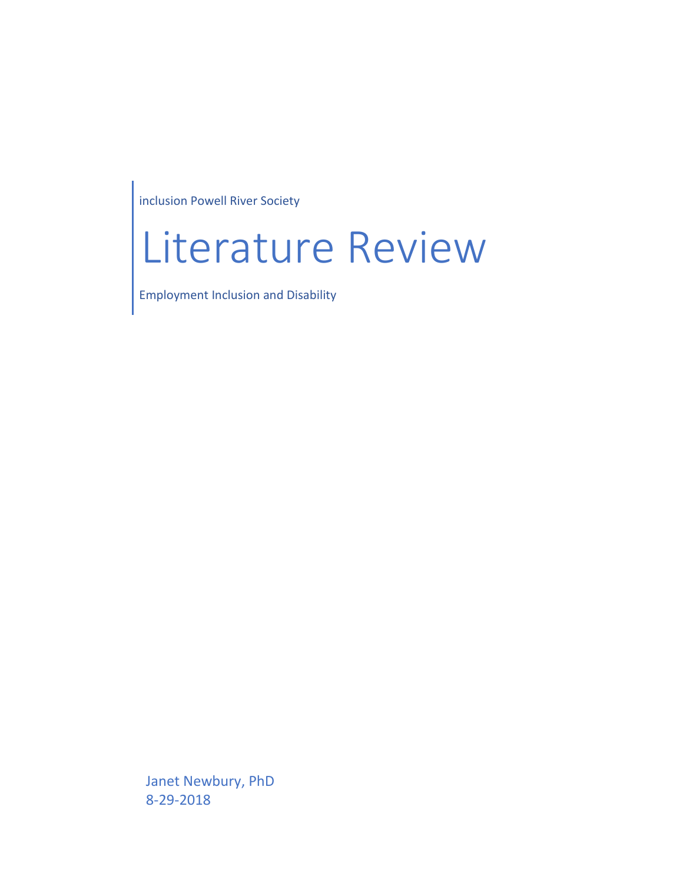inclusion Powell River Society

# Literature Review

Employment Inclusion and Disability

Janet Newbury, PhD
8-29-2018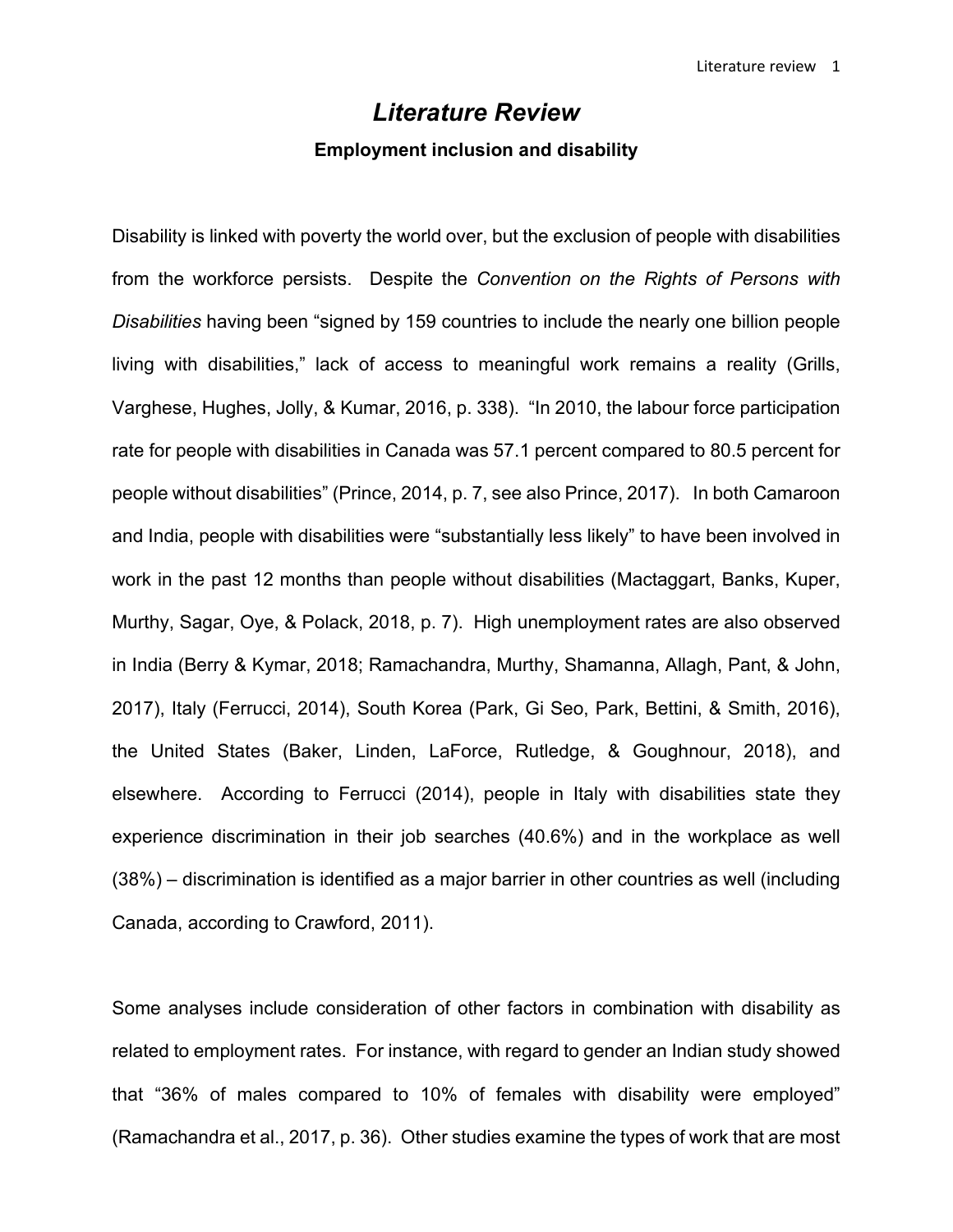# *Literature Review*

### Employment inclusion and disability

Disability is linked with poverty the world over, but the exclusion of people with disabilities from the workforce persists. Despite the *Convention on the Rights of Persons with Disabilities* having been "signed by 159 countries to include the nearly one billion people living with disabilities," lack of access to meaningful work remains a reality (Grills, Varghese, Hughes, Jolly, & Kumar, 2016, p. 338). "In 2010, the labour force participation rate for people with disabilities in Canada was 57.1 percent compared to 80.5 percent for people without disabilities" (Prince, 2014, p. 7, see also Prince, 2017). In both Camaroon and India, people with disabilities were "substantially less likely" to have been involved in work in the past 12 months than people without disabilities (Mactaggart, Banks, Kuper, Murthy, Sagar, Oye, & Polack, 2018, p. 7). High unemployment rates are also observed in India (Berry & Kymar, 2018; Ramachandra, Murthy, Shamanna, Allagh, Pant, & John, 2017), Italy (Ferrucci, 2014), South Korea (Park, Gi Seo, Park, Bettini, & Smith, 2016), the United States (Baker, Linden, LaForce, Rutledge, & Goughnour, 2018), and elsewhere. According to Ferrucci (2014), people in Italy with disabilities state they experience discrimination in their job searches (40.6%) and in the workplace as well (38%) – discrimination is identified as a major barrier in other countries as well (including Canada, according to Crawford, 2011).

Some analyses include consideration of other factors in combination with disability as related to employment rates. For instance, with regard to gender an Indian study showed that "36% of males compared to 10% of females with disability were employed" (Ramachandra et al., 2017, p. 36). Other studies examine the types of work that are most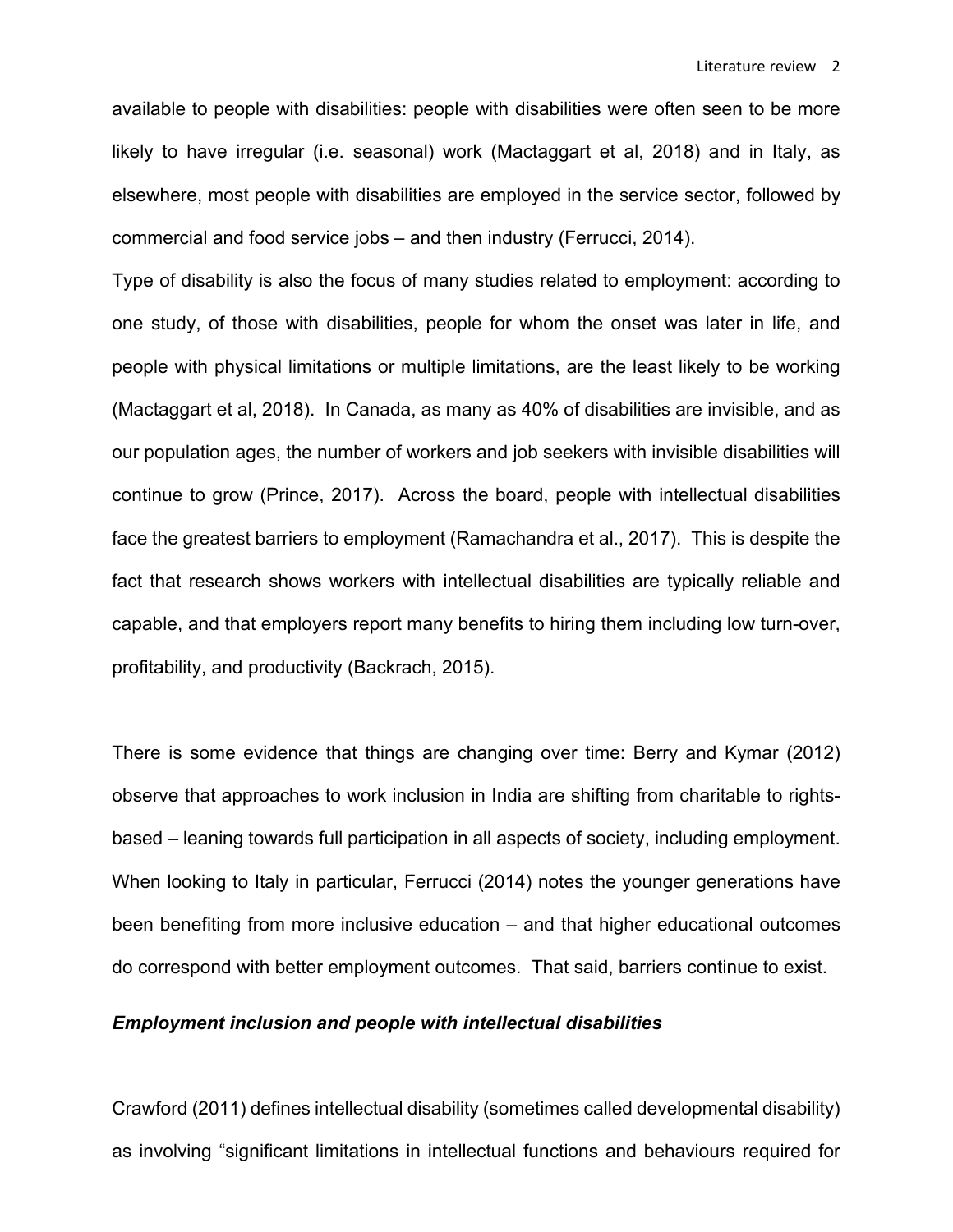available to people with disabilities: people with disabilities were often seen to be more likely to have irregular (i.e. seasonal) work (Mactaggart et al, 2018) and in Italy, as elsewhere, most people with disabilities are employed in the service sector, followed by commercial and food service jobs – and then industry (Ferrucci, 2014).

Type of disability is also the focus of many studies related to employment: according to one study, of those with disabilities, people for whom the onset was later in life, and people with physical limitations or multiple limitations, are the least likely to be working (Mactaggart et al, 2018). In Canada, as many as 40% of disabilities are invisible, and as our population ages, the number of workers and job seekers with invisible disabilities will continue to grow (Prince, 2017). Across the board, people with intellectual disabilities face the greatest barriers to employment (Ramachandra et al., 2017). This is despite the fact that research shows workers with intellectual disabilities are typically reliable and capable, and that employers report many benefits to hiring them including low turn-over, profitability, and productivity (Backrach, 2015).

There is some evidence that things are changing over time: Berry and Kymar (2012) observe that approaches to work inclusion in India are shifting from charitable to rights-based – leaning towards full participation in all aspects of society, including employment. When looking to Italy in particular, Ferrucci (2014) notes the younger generations have been benefiting from more inclusive education – and that higher educational outcomes do correspond with better employment outcomes. That said, barriers continue to exist.

### *Employment inclusion and people with intellectual disabilities*

Crawford (2011) defines intellectual disability (sometimes called developmental disability) as involving "significant limitations in intellectual functions and behaviours required for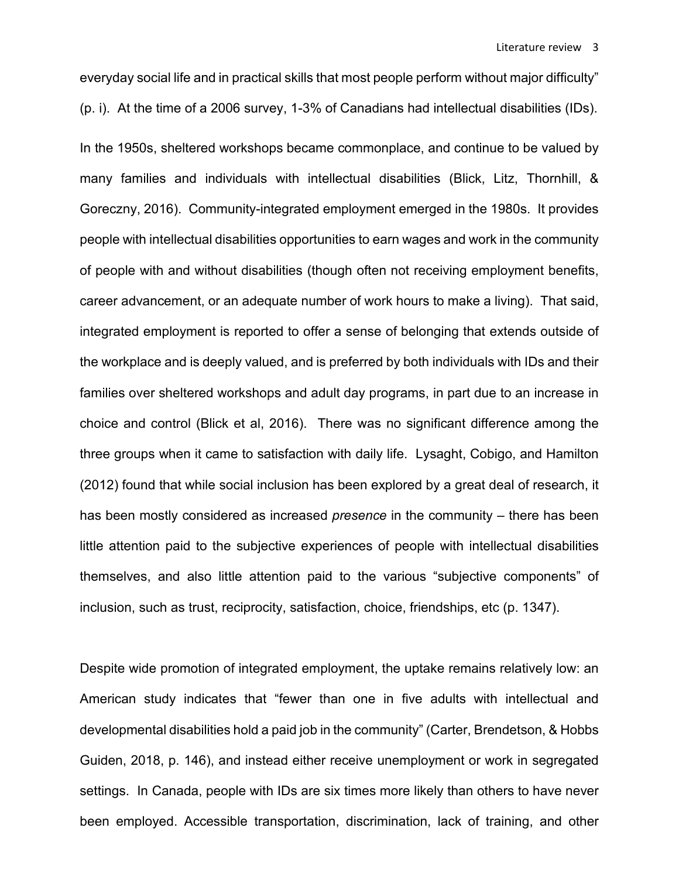everyday social life and in practical skills that most people perform without major difficulty" (p. i). At the time of a 2006 survey, 1-3% of Canadians had intellectual disabilities (IDs).

In the 1950s, sheltered workshops became commonplace, and continue to be valued by many families and individuals with intellectual disabilities (Blick, Litz, Thornhill, & Goreczny, 2016). Community-integrated employment emerged in the 1980s. It provides people with intellectual disabilities opportunities to earn wages and work in the community of people with and without disabilities (though often not receiving employment benefits, career advancement, or an adequate number of work hours to make a living). That said, integrated employment is reported to offer a sense of belonging that extends outside of the workplace and is deeply valued, and is preferred by both individuals with IDs and their families over sheltered workshops and adult day programs, in part due to an increase in choice and control (Blick et al, 2016). There was no significant difference among the three groups when it came to satisfaction with daily life. Lysaght, Cobigo, and Hamilton (2012) found that while social inclusion has been explored by a great deal of research, it has been mostly considered as increased *presence* in the community – there has been little attention paid to the subjective experiences of people with intellectual disabilities themselves, and also little attention paid to the various "subjective components" of inclusion, such as trust, reciprocity, satisfaction, choice, friendships, etc (p. 1347).

Despite wide promotion of integrated employment, the uptake remains relatively low: an American study indicates that "fewer than one in five adults with intellectual and developmental disabilities hold a paid job in the community" (Carter, Brendetson, & Hobbs Guiden, 2018, p. 146), and instead either receive unemployment or work in segregated settings. In Canada, people with IDs are six times more likely than others to have never been employed. Accessible transportation, discrimination, lack of training, and other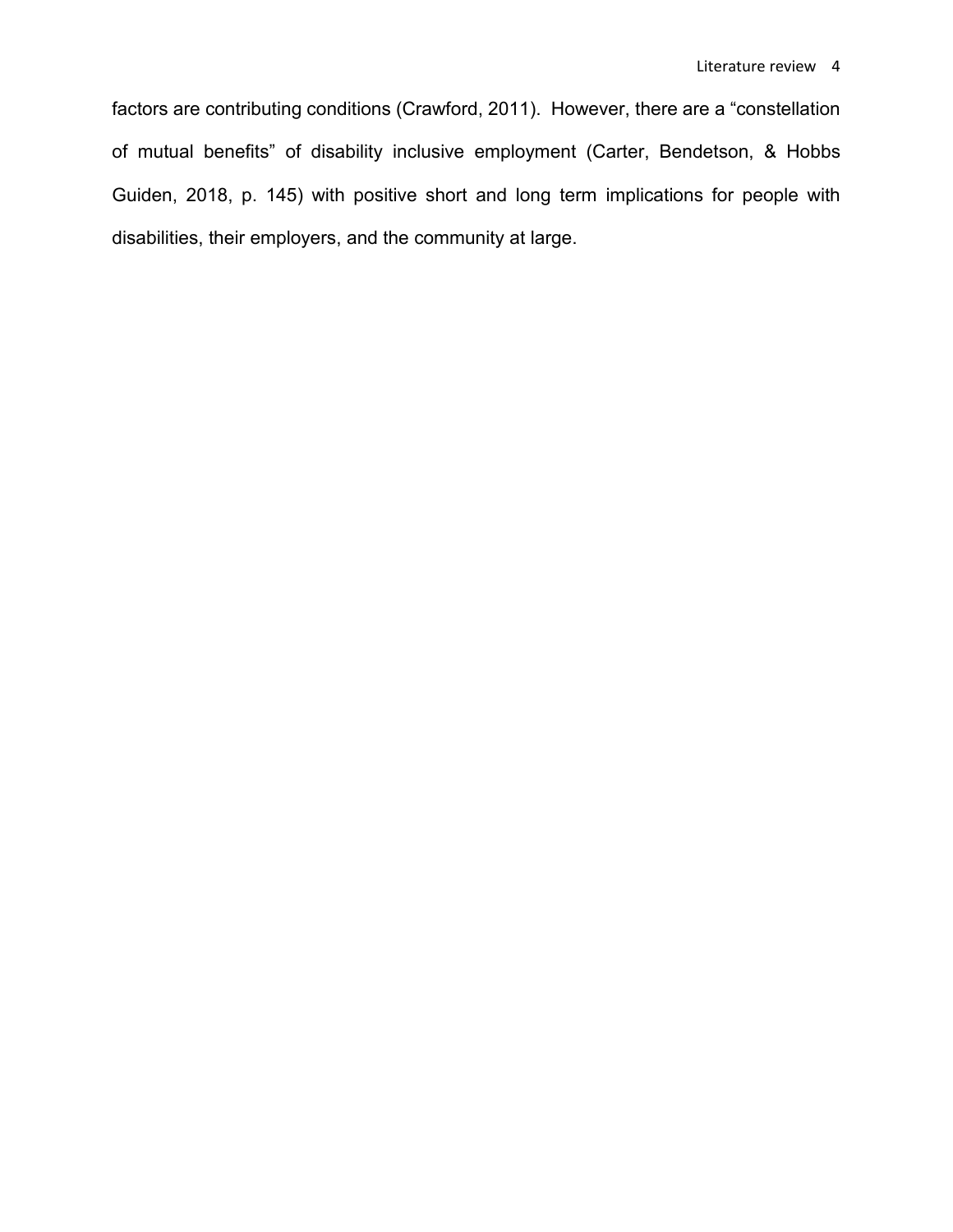factors are contributing conditions (Crawford, 2011). However, there are a "constellation of mutual benefits" of disability inclusive employment (Carter, Bendetson, & Hobbs Guiden, 2018, p. 145) with positive short and long term implications for people with disabilities, their employers, and the community at large.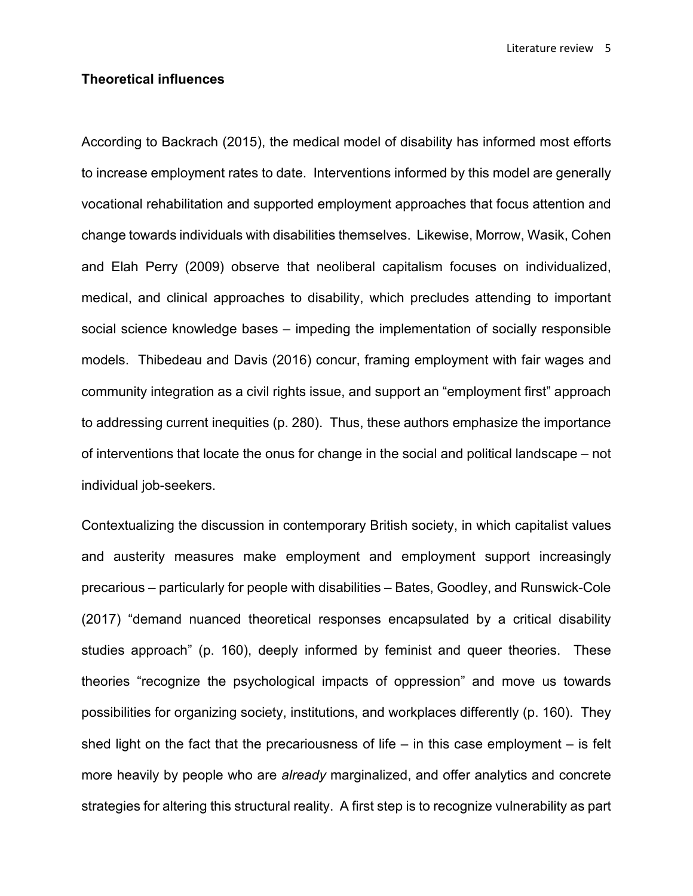### Theoretical influences

According to Backrach (2015), the medical model of disability has informed most efforts to increase employment rates to date. Interventions informed by this model are generally vocational rehabilitation and supported employment approaches that focus attention and change towards individuals with disabilities themselves. Likewise, Morrow, Wasik, Cohen and Elah Perry (2009) observe that neoliberal capitalism focuses on individualized, medical, and clinical approaches to disability, which precludes attending to important social science knowledge bases – impeding the implementation of socially responsible models. Thibedeau and Davis (2016) concur, framing employment with fair wages and community integration as a civil rights issue, and support an "employment first" approach to addressing current inequities (p. 280). Thus, these authors emphasize the importance of interventions that locate the onus for change in the social and political landscape – not individual job-seekers.

Contextualizing the discussion in contemporary British society, in which capitalist values and austerity measures make employment and employment support increasingly precarious – particularly for people with disabilities – Bates, Goodley, and Runswick-Cole (2017) "demand nuanced theoretical responses encapsulated by a critical disability studies approach" (p. 160), deeply informed by feminist and queer theories. These theories "recognize the psychological impacts of oppression" and move us towards possibilities for organizing society, institutions, and workplaces differently (p. 160). They shed light on the fact that the precariousness of life – in this case employment – is felt more heavily by people who are *already* marginalized, and offer analytics and concrete strategies for altering this structural reality. A first step is to recognize vulnerability as part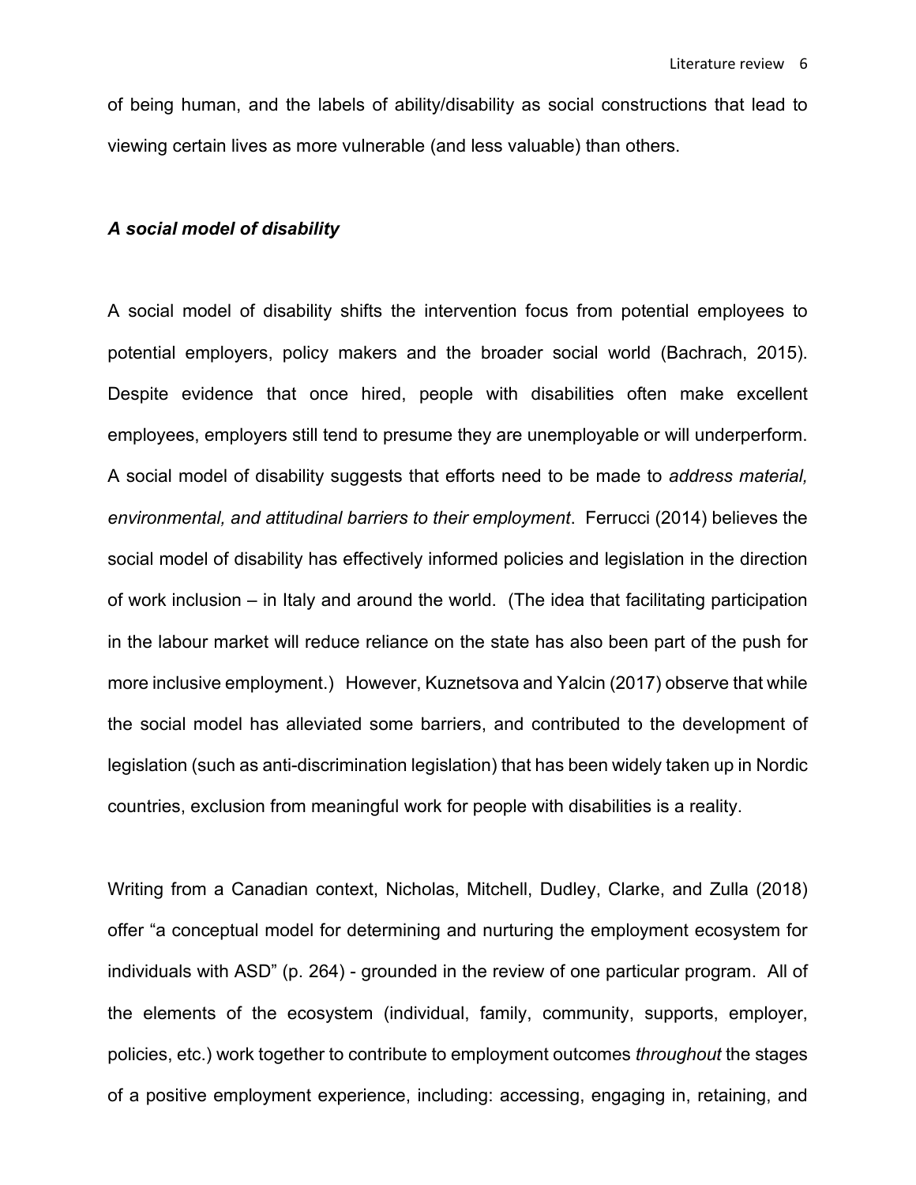of being human, and the labels of ability/disability as social constructions that lead to viewing certain lives as more vulnerable (and less valuable) than others.

### ***A social model of disability***

A social model of disability shifts the intervention focus from potential employees to potential employers, policy makers and the broader social world (Bachrach, 2015). Despite evidence that once hired, people with disabilities often make excellent employees, employers still tend to presume they are unemployable or will underperform. A social model of disability suggests that efforts need to be made to *address material, environmental, and attitudinal barriers to their employment*. Ferrucci (2014) believes the social model of disability has effectively informed policies and legislation in the direction of work inclusion – in Italy and around the world. (The idea that facilitating participation in the labour market will reduce reliance on the state has also been part of the push for more inclusive employment.) However, Kuznetsova and Yalcin (2017) observe that while the social model has alleviated some barriers, and contributed to the development of legislation (such as anti-discrimination legislation) that has been widely taken up in Nordic countries, exclusion from meaningful work for people with disabilities is a reality.

Writing from a Canadian context, Nicholas, Mitchell, Dudley, Clarke, and Zulla (2018) offer "a conceptual model for determining and nurturing the employment ecosystem for individuals with ASD" (p. 264) - grounded in the review of one particular program. All of the elements of the ecosystem (individual, family, community, supports, employer, policies, etc.) work together to contribute to employment outcomes *throughout* the stages of a positive employment experience, including: accessing, engaging in, retaining, and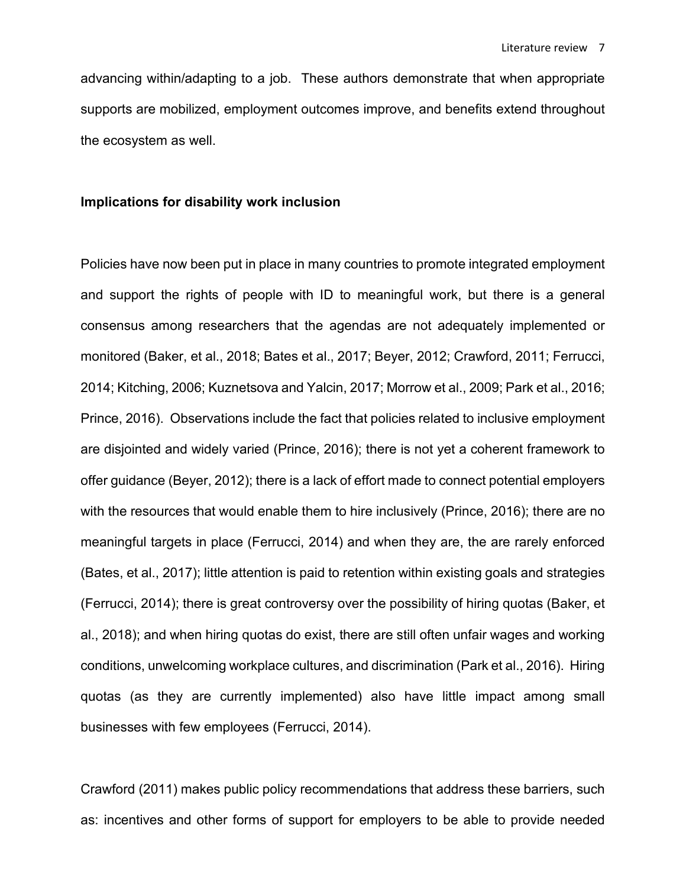advancing within/adapting to a job. These authors demonstrate that when appropriate supports are mobilized, employment outcomes improve, and benefits extend throughout the ecosystem as well.

**Implications for disability work inclusion**

Policies have now been put in place in many countries to promote integrated employment and support the rights of people with ID to meaningful work, but there is a general consensus among researchers that the agendas are not adequately implemented or monitored (Baker, et al., 2018; Bates et al., 2017; Beyer, 2012; Crawford, 2011; Ferrucci, 2014; Kitching, 2006; Kuznetsova and Yalcin, 2017; Morrow et al., 2009; Park et al., 2016; Prince, 2016). Observations include the fact that policies related to inclusive employment are disjointed and widely varied (Prince, 2016); there is not yet a coherent framework to offer guidance (Beyer, 2012); there is a lack of effort made to connect potential employers with the resources that would enable them to hire inclusively (Prince, 2016); there are no meaningful targets in place (Ferrucci, 2014) and when they are, the are rarely enforced (Bates, et al., 2017); little attention is paid to retention within existing goals and strategies (Ferrucci, 2014); there is great controversy over the possibility of hiring quotas (Baker, et al., 2018); and when hiring quotas do exist, there are still often unfair wages and working conditions, unwelcoming workplace cultures, and discrimination (Park et al., 2016). Hiring quotas (as they are currently implemented) also have little impact among small businesses with few employees (Ferrucci, 2014).

Crawford (2011) makes public policy recommendations that address these barriers, such as: incentives and other forms of support for employers to be able to provide needed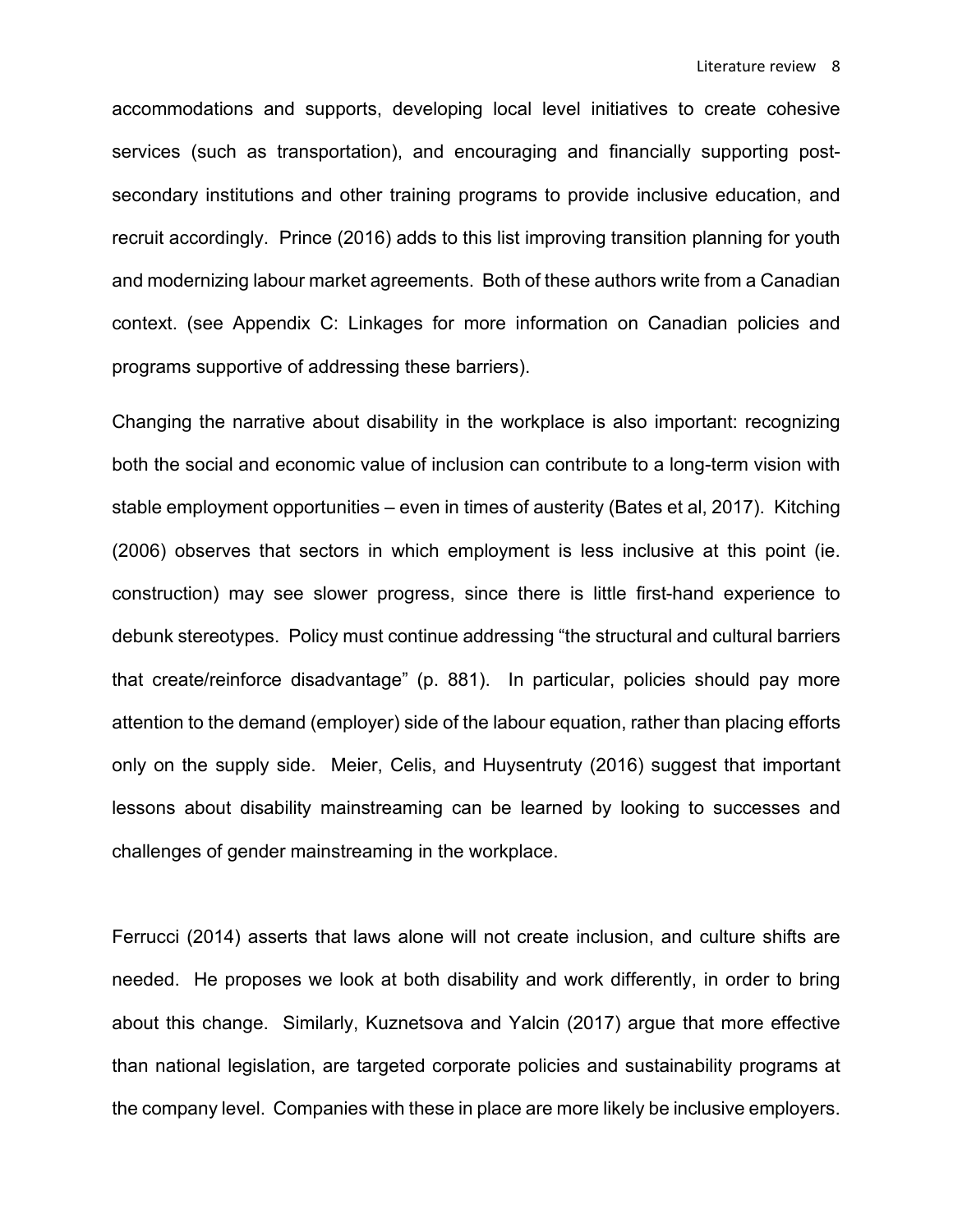accommodations and supports, developing local level initiatives to create cohesive services (such as transportation), and encouraging and financially supporting post-secondary institutions and other training programs to provide inclusive education, and recruit accordingly. Prince (2016) adds to this list improving transition planning for youth and modernizing labour market agreements. Both of these authors write from a Canadian context. (see Appendix C: Linkages for more information on Canadian policies and programs supportive of addressing these barriers).

Changing the narrative about disability in the workplace is also important: recognizing both the social and economic value of inclusion can contribute to a long-term vision with stable employment opportunities – even in times of austerity (Bates et al, 2017). Kitching (2006) observes that sectors in which employment is less inclusive at this point (ie. construction) may see slower progress, since there is little first-hand experience to debunk stereotypes. Policy must continue addressing "the structural and cultural barriers that create/reinforce disadvantage" (p. 881). In particular, policies should pay more attention to the demand (employer) side of the labour equation, rather than placing efforts only on the supply side. Meier, Celis, and Huysentruty (2016) suggest that important lessons about disability mainstreaming can be learned by looking to successes and challenges of gender mainstreaming in the workplace.

Ferrucci (2014) asserts that laws alone will not create inclusion, and culture shifts are needed. He proposes we look at both disability and work differently, in order to bring about this change. Similarly, Kuznetsova and Yalcin (2017) argue that more effective than national legislation, are targeted corporate policies and sustainability programs at the company level. Companies with these in place are more likely be inclusive employers.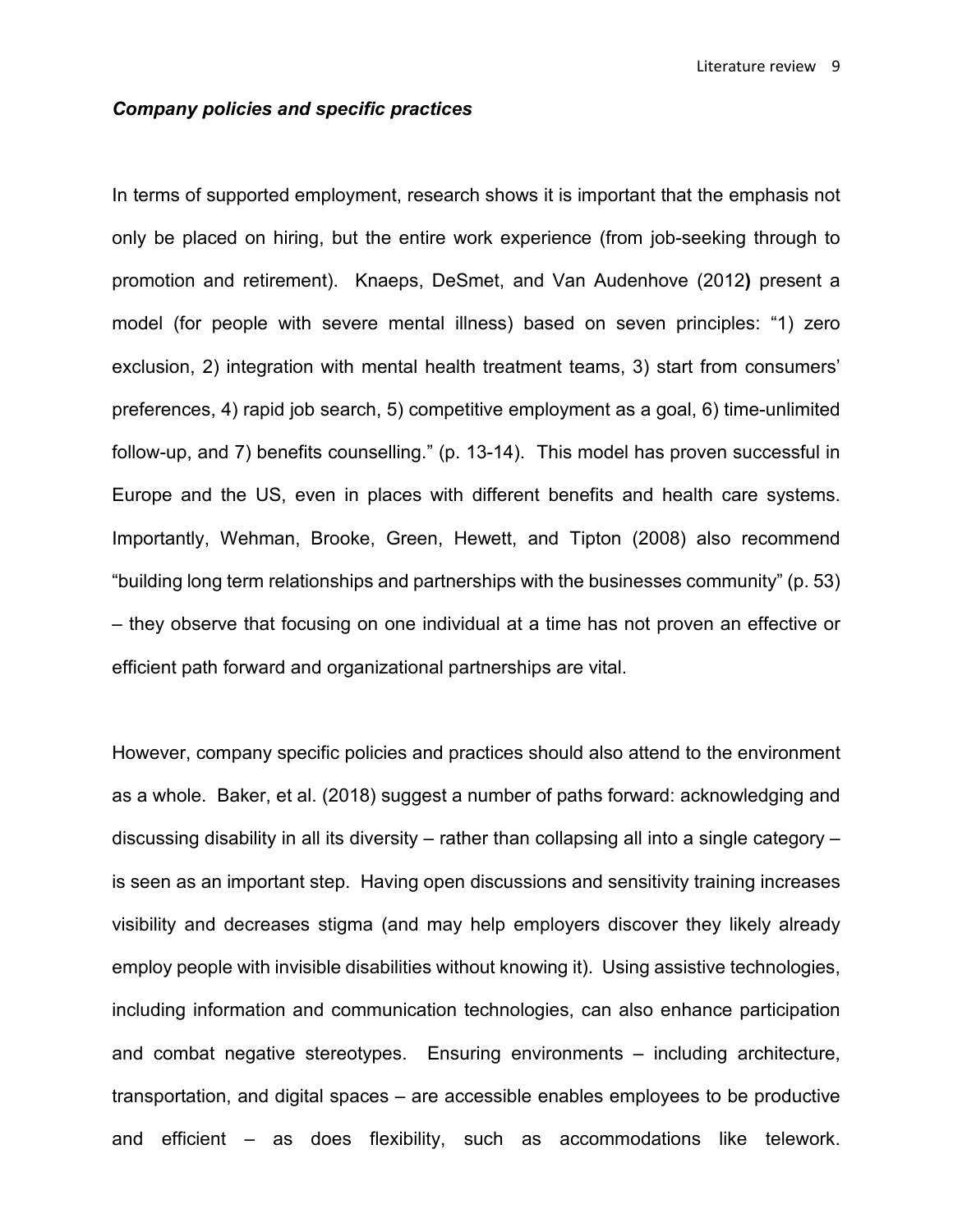### *Company policies and specific practices*

In terms of supported employment, research shows it is important that the emphasis not only be placed on hiring, but the entire work experience (from job-seeking through to promotion and retirement). Knaeps, DeSmet, and Van Audenhove (2012**)** present a model (for people with severe mental illness) based on seven principles: "1) zero exclusion, 2) integration with mental health treatment teams, 3) start from consumers' preferences, 4) rapid job search, 5) competitive employment as a goal, 6) time-unlimited follow-up, and 7) benefits counselling." (p. 13-14). This model has proven successful in Europe and the US, even in places with different benefits and health care systems. Importantly, Wehman, Brooke, Green, Hewett, and Tipton (2008) also recommend "building long term relationships and partnerships with the businesses community" (p. 53) – they observe that focusing on one individual at a time has not proven an effective or efficient path forward and organizational partnerships are vital.

However, company specific policies and practices should also attend to the environment as a whole. Baker, et al. (2018) suggest a number of paths forward: acknowledging and discussing disability in all its diversity – rather than collapsing all into a single category – is seen as an important step. Having open discussions and sensitivity training increases visibility and decreases stigma (and may help employers discover they likely already employ people with invisible disabilities without knowing it). Using assistive technologies, including information and communication technologies, can also enhance participation and combat negative stereotypes. Ensuring environments – including architecture, transportation, and digital spaces – are accessible enables employees to be productive and efficient – as does flexibility, such as accommodations like telework.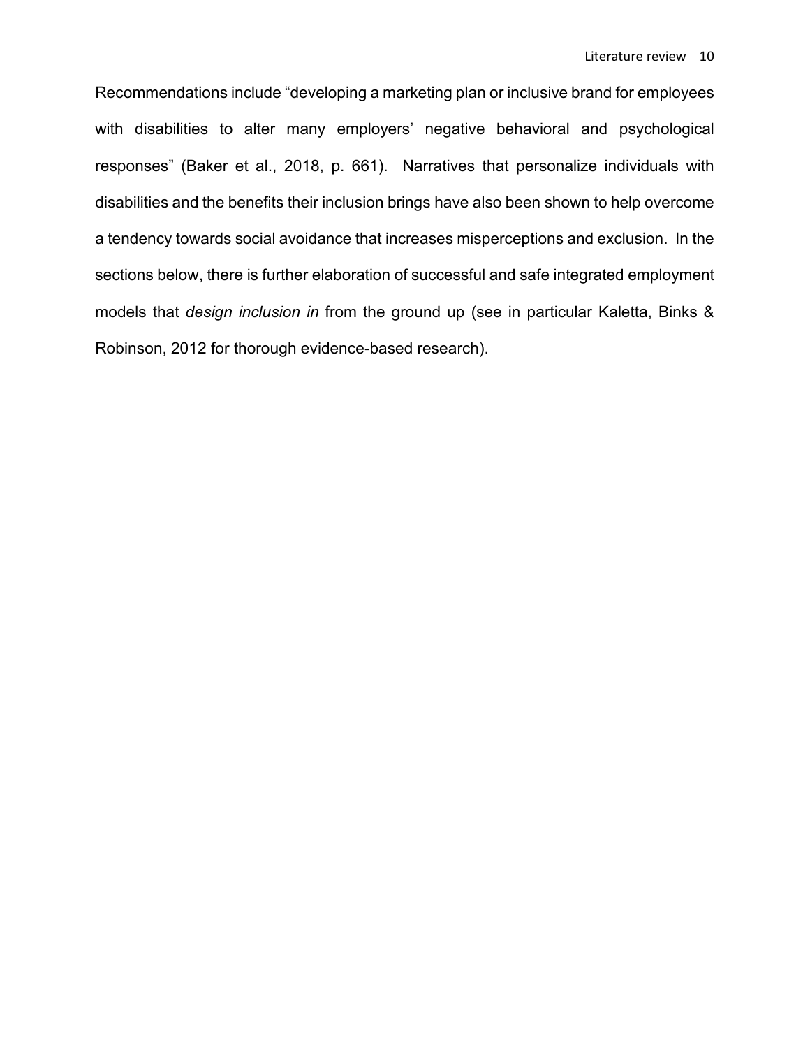Recommendations include “developing a marketing plan or inclusive brand for employees with disabilities to alter many employers’ negative behavioral and psychological responses” (Baker et al., 2018, p. 661).  Narratives that personalize individuals with disabilities and the benefits their inclusion brings have also been shown to help overcome a tendency towards social avoidance that increases misperceptions and exclusion.  In the sections below, there is further elaboration of successful and safe integrated employment models that *design inclusion in* from the ground up (see in particular Kaletta, Binks & Robinson, 2012 for thorough evidence-based research).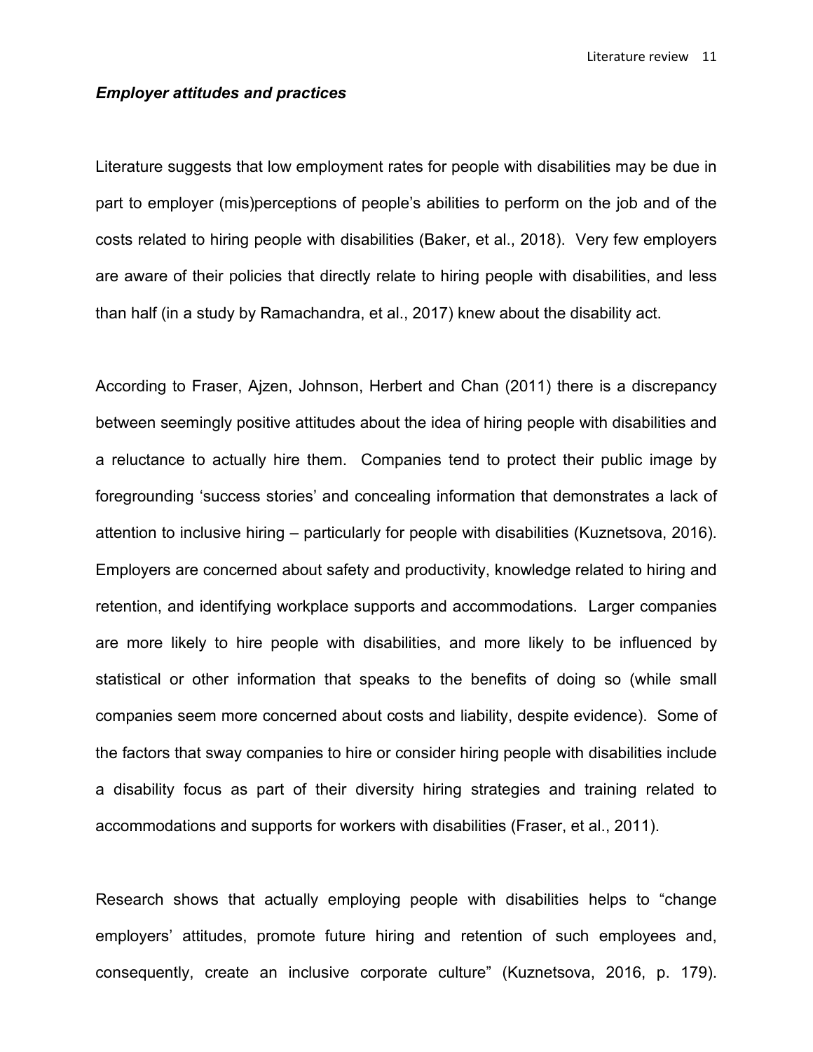### *Employer attitudes and practices*

Literature suggests that low employment rates for people with disabilities may be due in part to employer (mis)perceptions of people's abilities to perform on the job and of the costs related to hiring people with disabilities (Baker, et al., 2018). Very few employers are aware of their policies that directly relate to hiring people with disabilities, and less than half (in a study by Ramachandra, et al., 2017) knew about the disability act.

According to Fraser, Ajzen, Johnson, Herbert and Chan (2011) there is a discrepancy between seemingly positive attitudes about the idea of hiring people with disabilities and a reluctance to actually hire them. Companies tend to protect their public image by foregrounding 'success stories' and concealing information that demonstrates a lack of attention to inclusive hiring – particularly for people with disabilities (Kuznetsova, 2016). Employers are concerned about safety and productivity, knowledge related to hiring and retention, and identifying workplace supports and accommodations. Larger companies are more likely to hire people with disabilities, and more likely to be influenced by statistical or other information that speaks to the benefits of doing so (while small companies seem more concerned about costs and liability, despite evidence). Some of the factors that sway companies to hire or consider hiring people with disabilities include a disability focus as part of their diversity hiring strategies and training related to accommodations and supports for workers with disabilities (Fraser, et al., 2011).

Research shows that actually employing people with disabilities helps to "change employers' attitudes, promote future hiring and retention of such employees and, consequently, create an inclusive corporate culture" (Kuznetsova, 2016, p. 179).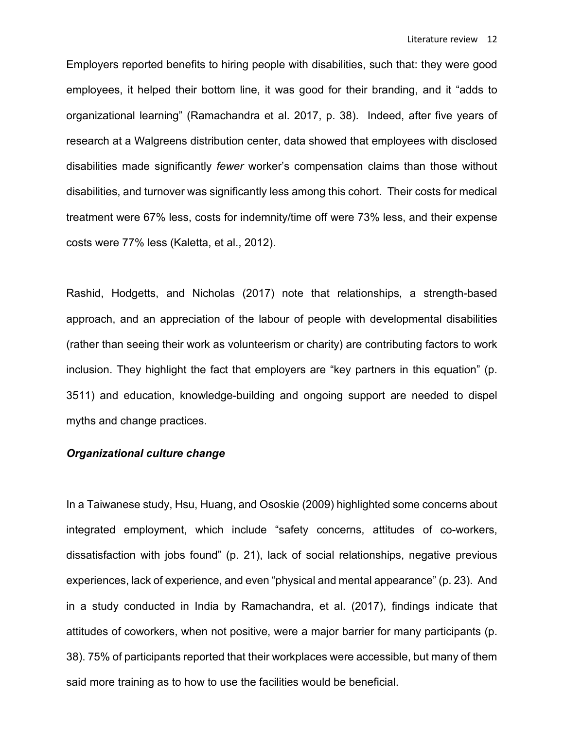Employers reported benefits to hiring people with disabilities, such that: they were good employees, it helped their bottom line, it was good for their branding, and it "adds to organizational learning" (Ramachandra et al. 2017, p. 38). Indeed, after five years of research at a Walgreens distribution center, data showed that employees with disclosed disabilities made significantly *fewer* worker's compensation claims than those without disabilities, and turnover was significantly less among this cohort. Their costs for medical treatment were 67% less, costs for indemnity/time off were 73% less, and their expense costs were 77% less (Kaletta, et al., 2012).

Rashid, Hodgetts, and Nicholas (2017) note that relationships, a strength-based approach, and an appreciation of the labour of people with developmental disabilities (rather than seeing their work as volunteerism or charity) are contributing factors to work inclusion. They highlight the fact that employers are "key partners in this equation" (p. 3511) and education, knowledge-building and ongoing support are needed to dispel myths and change practices.

***Organizational culture change***

In a Taiwanese study, Hsu, Huang, and Ososkie (2009) highlighted some concerns about integrated employment, which include "safety concerns, attitudes of co-workers, dissatisfaction with jobs found" (p. 21), lack of social relationships, negative previous experiences, lack of experience, and even "physical and mental appearance" (p. 23). And in a study conducted in India by Ramachandra, et al. (2017), findings indicate that attitudes of coworkers, when not positive, were a major barrier for many participants (p. 38). 75% of participants reported that their workplaces were accessible, but many of them said more training as to how to use the facilities would be beneficial.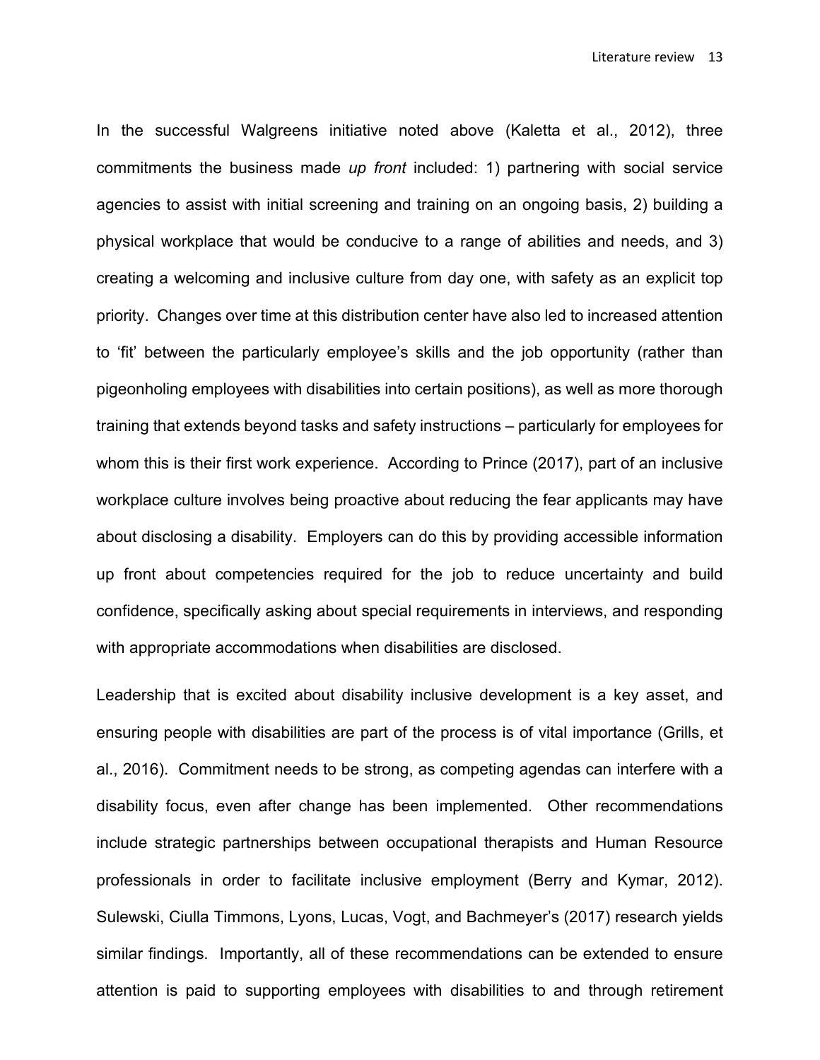In the successful Walgreens initiative noted above (Kaletta et al., 2012), three commitments the business made *up front* included: 1) partnering with social service agencies to assist with initial screening and training on an ongoing basis, 2) building a physical workplace that would be conducive to a range of abilities and needs, and 3) creating a welcoming and inclusive culture from day one, with safety as an explicit top priority. Changes over time at this distribution center have also led to increased attention to 'fit' between the particularly employee's skills and the job opportunity (rather than pigeonholing employees with disabilities into certain positions), as well as more thorough training that extends beyond tasks and safety instructions – particularly for employees for whom this is their first work experience. According to Prince (2017), part of an inclusive workplace culture involves being proactive about reducing the fear applicants may have about disclosing a disability. Employers can do this by providing accessible information up front about competencies required for the job to reduce uncertainty and build confidence, specifically asking about special requirements in interviews, and responding with appropriate accommodations when disabilities are disclosed.

Leadership that is excited about disability inclusive development is a key asset, and ensuring people with disabilities are part of the process is of vital importance (Grills, et al., 2016). Commitment needs to be strong, as competing agendas can interfere with a disability focus, even after change has been implemented. Other recommendations include strategic partnerships between occupational therapists and Human Resource professionals in order to facilitate inclusive employment (Berry and Kymar, 2012). Sulewski, Ciulla Timmons, Lyons, Lucas, Vogt, and Bachmeyer's (2017) research yields similar findings. Importantly, all of these recommendations can be extended to ensure attention is paid to supporting employees with disabilities to and through retirement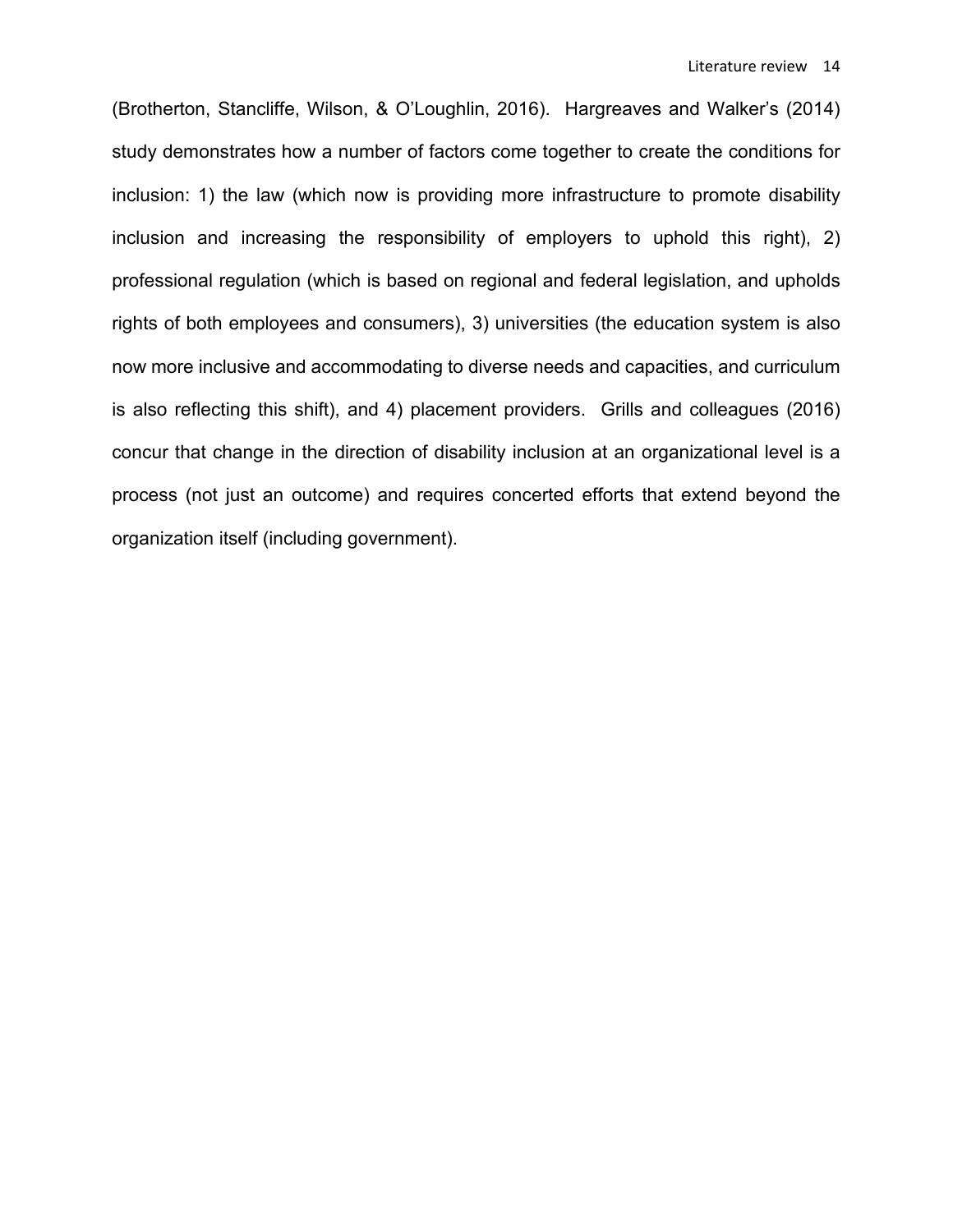(Brotherton, Stancliffe, Wilson, & O'Loughlin, 2016). Hargreaves and Walker's (2014) study demonstrates how a number of factors come together to create the conditions for inclusion: 1) the law (which now is providing more infrastructure to promote disability inclusion and increasing the responsibility of employers to uphold this right), 2) professional regulation (which is based on regional and federal legislation, and upholds rights of both employees and consumers), 3) universities (the education system is also now more inclusive and accommodating to diverse needs and capacities, and curriculum is also reflecting this shift), and 4) placement providers. Grills and colleagues (2016) concur that change in the direction of disability inclusion at an organizational level is a process (not just an outcome) and requires concerted efforts that extend beyond the organization itself (including government).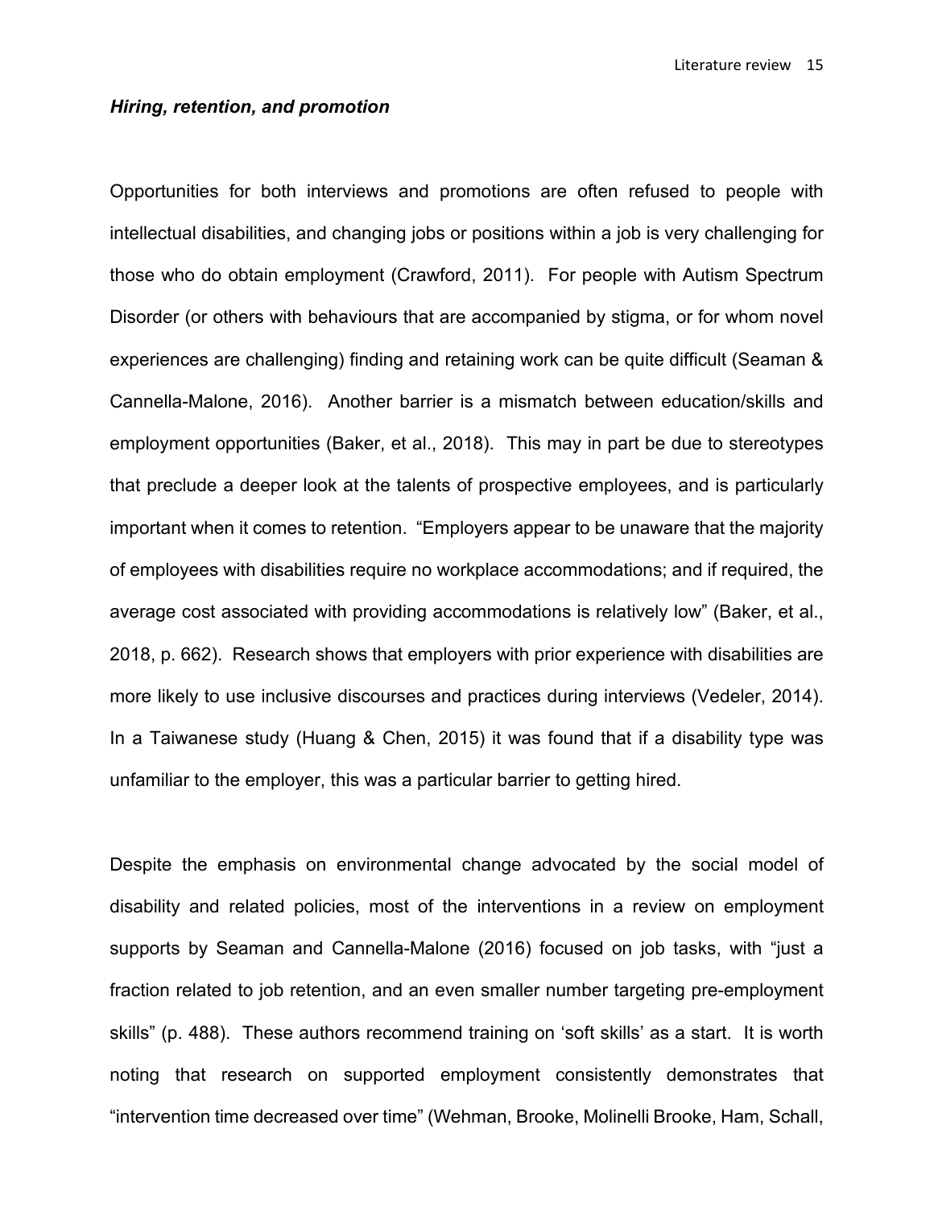### *Hiring, retention, and promotion*

Opportunities for both interviews and promotions are often refused to people with intellectual disabilities, and changing jobs or positions within a job is very challenging for those who do obtain employment (Crawford, 2011). For people with Autism Spectrum Disorder (or others with behaviours that are accompanied by stigma, or for whom novel experiences are challenging) finding and retaining work can be quite difficult (Seaman & Cannella-Malone, 2016). Another barrier is a mismatch between education/skills and employment opportunities (Baker, et al., 2018). This may in part be due to stereotypes that preclude a deeper look at the talents of prospective employees, and is particularly important when it comes to retention. "Employers appear to be unaware that the majority of employees with disabilities require no workplace accommodations; and if required, the average cost associated with providing accommodations is relatively low" (Baker, et al., 2018, p. 662). Research shows that employers with prior experience with disabilities are more likely to use inclusive discourses and practices during interviews (Vedeler, 2014). In a Taiwanese study (Huang & Chen, 2015) it was found that if a disability type was unfamiliar to the employer, this was a particular barrier to getting hired.

Despite the emphasis on environmental change advocated by the social model of disability and related policies, most of the interventions in a review on employment supports by Seaman and Cannella-Malone (2016) focused on job tasks, with "just a fraction related to job retention, and an even smaller number targeting pre-employment skills" (p. 488). These authors recommend training on 'soft skills' as a start. It is worth noting that research on supported employment consistently demonstrates that "intervention time decreased over time" (Wehman, Brooke, Molinelli Brooke, Ham, Schall,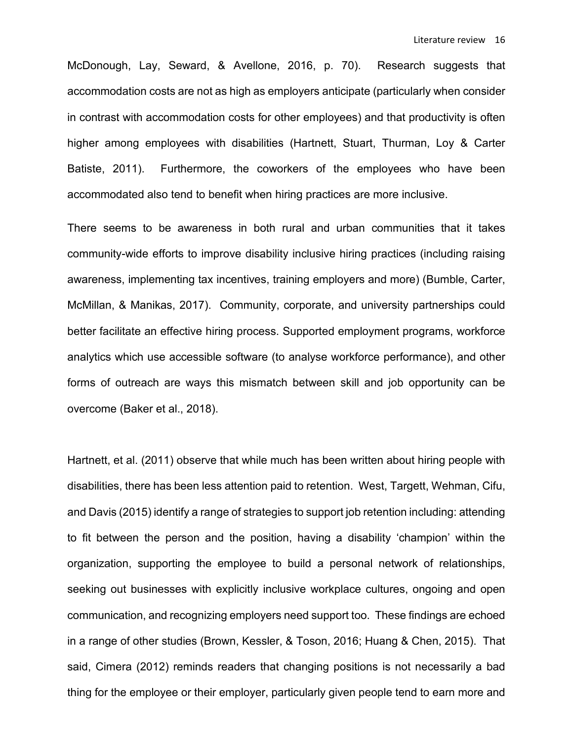McDonough, Lay, Seward, & Avellone, 2016, p. 70). Research suggests that accommodation costs are not as high as employers anticipate (particularly when consider in contrast with accommodation costs for other employees) and that productivity is often higher among employees with disabilities (Hartnett, Stuart, Thurman, Loy & Carter Batiste, 2011). Furthermore, the coworkers of the employees who have been accommodated also tend to benefit when hiring practices are more inclusive.

There seems to be awareness in both rural and urban communities that it takes community-wide efforts to improve disability inclusive hiring practices (including raising awareness, implementing tax incentives, training employers and more) (Bumble, Carter, McMillan, & Manikas, 2017). Community, corporate, and university partnerships could better facilitate an effective hiring process. Supported employment programs, workforce analytics which use accessible software (to analyse workforce performance), and other forms of outreach are ways this mismatch between skill and job opportunity can be overcome (Baker et al., 2018).

Hartnett, et al. (2011) observe that while much has been written about hiring people with disabilities, there has been less attention paid to retention. West, Targett, Wehman, Cifu, and Davis (2015) identify a range of strategies to support job retention including: attending to fit between the person and the position, having a disability 'champion' within the organization, supporting the employee to build a personal network of relationships, seeking out businesses with explicitly inclusive workplace cultures, ongoing and open communication, and recognizing employers need support too. These findings are echoed in a range of other studies (Brown, Kessler, & Toson, 2016; Huang & Chen, 2015). That said, Cimera (2012) reminds readers that changing positions is not necessarily a bad thing for the employee or their employer, particularly given people tend to earn more and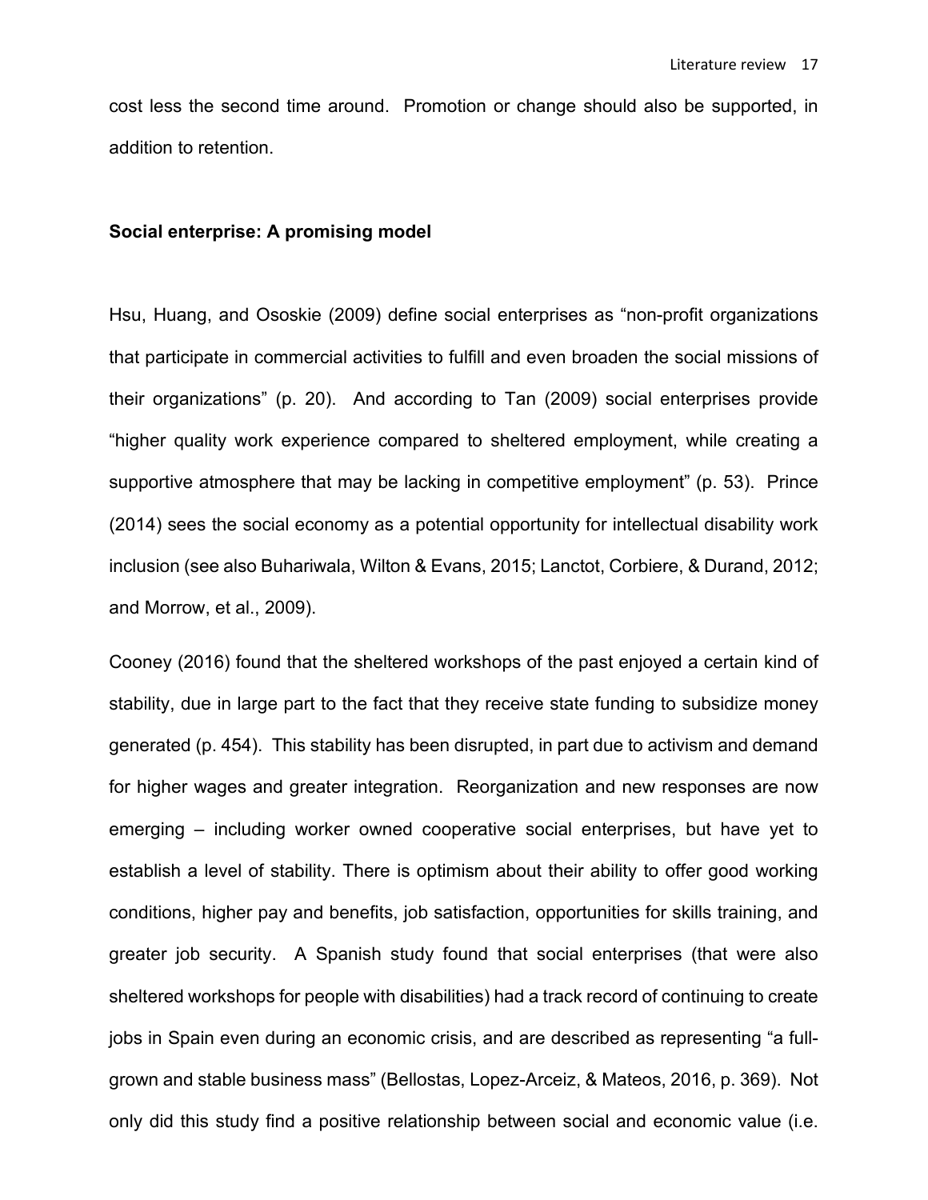cost less the second time around. Promotion or change should also be supported, in addition to retention.

## Social enterprise: A promising model

Hsu, Huang, and Ososkie (2009) define social enterprises as "non-profit organizations that participate in commercial activities to fulfill and even broaden the social missions of their organizations" (p. 20). And according to Tan (2009) social enterprises provide "higher quality work experience compared to sheltered employment, while creating a supportive atmosphere that may be lacking in competitive employment" (p. 53). Prince (2014) sees the social economy as a potential opportunity for intellectual disability work inclusion (see also Buhariwala, Wilton & Evans, 2015; Lanctot, Corbiere, & Durand, 2012; and Morrow, et al., 2009).

Cooney (2016) found that the sheltered workshops of the past enjoyed a certain kind of stability, due in large part to the fact that they receive state funding to subsidize money generated (p. 454). This stability has been disrupted, in part due to activism and demand for higher wages and greater integration. Reorganization and new responses are now emerging – including worker owned cooperative social enterprises, but have yet to establish a level of stability. There is optimism about their ability to offer good working conditions, higher pay and benefits, job satisfaction, opportunities for skills training, and greater job security. A Spanish study found that social enterprises (that were also sheltered workshops for people with disabilities) had a track record of continuing to create jobs in Spain even during an economic crisis, and are described as representing "a full-grown and stable business mass" (Bellostas, Lopez-Arceiz, & Mateos, 2016, p. 369). Not only did this study find a positive relationship between social and economic value (i.e.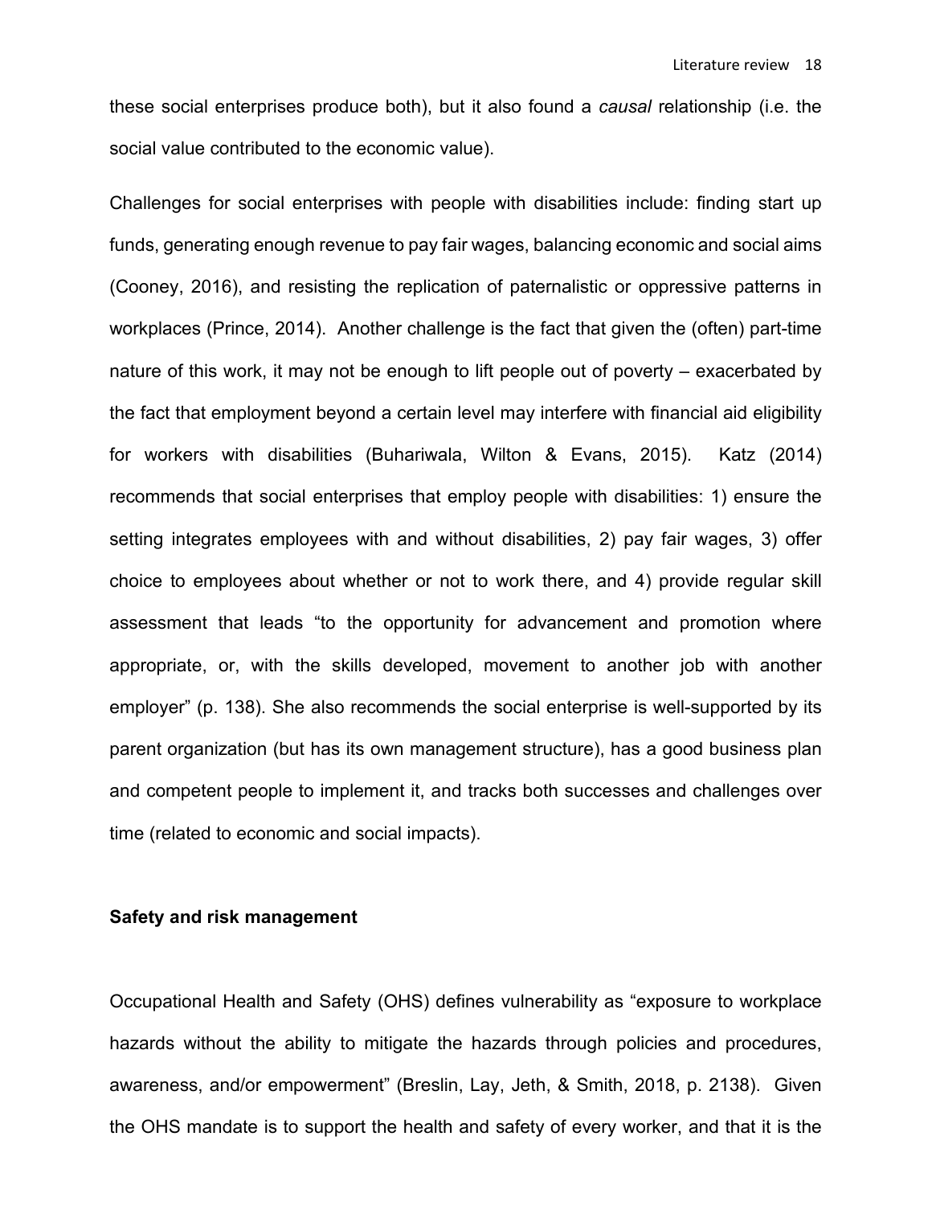these social enterprises produce both), but it also found a *causal* relationship (i.e. the social value contributed to the economic value).

Challenges for social enterprises with people with disabilities include: finding start up funds, generating enough revenue to pay fair wages, balancing economic and social aims (Cooney, 2016), and resisting the replication of paternalistic or oppressive patterns in workplaces (Prince, 2014). Another challenge is the fact that given the (often) part-time nature of this work, it may not be enough to lift people out of poverty – exacerbated by the fact that employment beyond a certain level may interfere with financial aid eligibility for workers with disabilities (Buhariwala, Wilton & Evans, 2015). Katz (2014) recommends that social enterprises that employ people with disabilities: 1) ensure the setting integrates employees with and without disabilities, 2) pay fair wages, 3) offer choice to employees about whether or not to work there, and 4) provide regular skill assessment that leads "to the opportunity for advancement and promotion where appropriate, or, with the skills developed, movement to another job with another employer" (p. 138). She also recommends the social enterprise is well-supported by its parent organization (but has its own management structure), has a good business plan and competent people to implement it, and tracks both successes and challenges over time (related to economic and social impacts).

### Safety and risk management

Occupational Health and Safety (OHS) defines vulnerability as "exposure to workplace hazards without the ability to mitigate the hazards through policies and procedures, awareness, and/or empowerment" (Breslin, Lay, Jeth, & Smith, 2018, p. 2138). Given the OHS mandate is to support the health and safety of every worker, and that it is the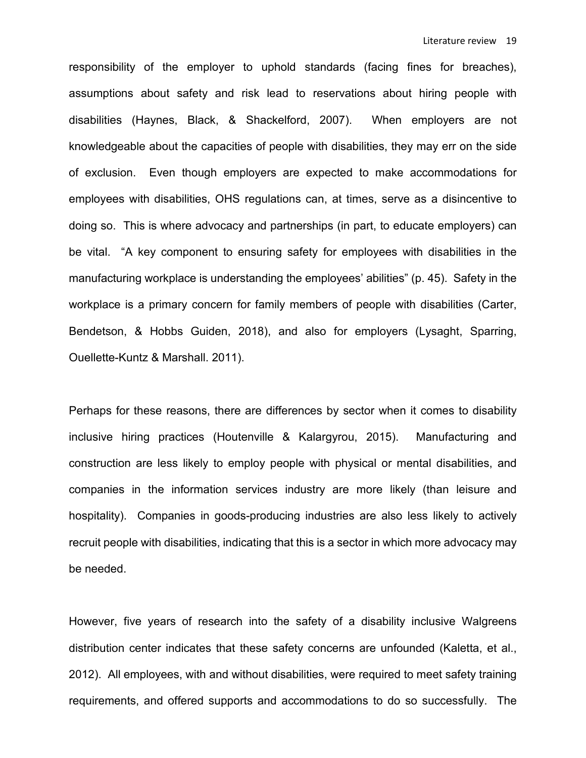responsibility of the employer to uphold standards (facing fines for breaches), assumptions about safety and risk lead to reservations about hiring people with disabilities (Haynes, Black, & Shackelford, 2007). When employers are not knowledgeable about the capacities of people with disabilities, they may err on the side of exclusion. Even though employers are expected to make accommodations for employees with disabilities, OHS regulations can, at times, serve as a disincentive to doing so. This is where advocacy and partnerships (in part, to educate employers) can be vital. "A key component to ensuring safety for employees with disabilities in the manufacturing workplace is understanding the employees' abilities" (p. 45). Safety in the workplace is a primary concern for family members of people with disabilities (Carter, Bendetson, & Hobbs Guiden, 2018), and also for employers (Lysaght, Sparring, Ouellette-Kuntz & Marshall. 2011).

Perhaps for these reasons, there are differences by sector when it comes to disability inclusive hiring practices (Houtenville & Kalargyrou, 2015). Manufacturing and construction are less likely to employ people with physical or mental disabilities, and companies in the information services industry are more likely (than leisure and hospitality). Companies in goods-producing industries are also less likely to actively recruit people with disabilities, indicating that this is a sector in which more advocacy may be needed.

However, five years of research into the safety of a disability inclusive Walgreens distribution center indicates that these safety concerns are unfounded (Kaletta, et al., 2012). All employees, with and without disabilities, were required to meet safety training requirements, and offered supports and accommodations to do so successfully. The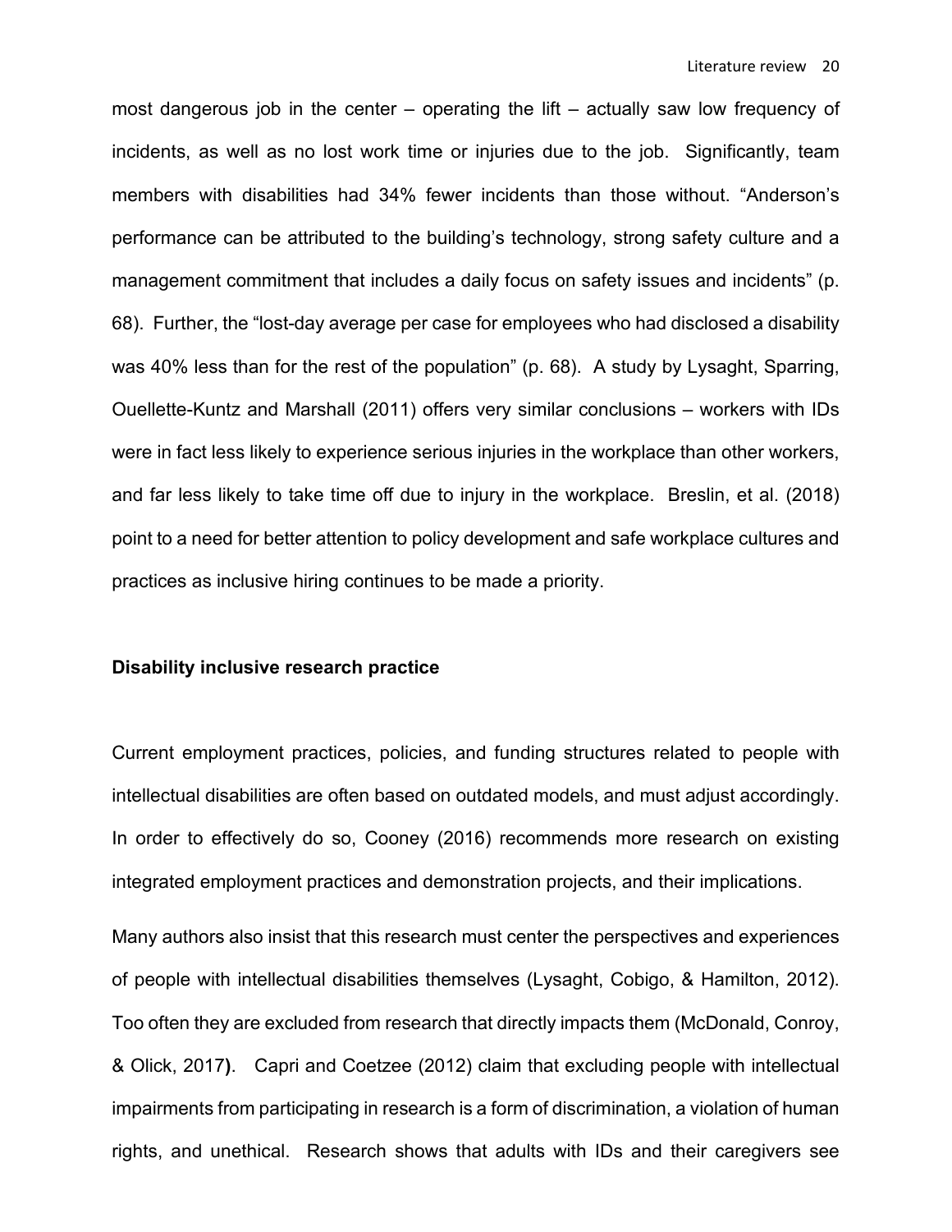most dangerous job in the center – operating the lift – actually saw low frequency of incidents, as well as no lost work time or injuries due to the job. Significantly, team members with disabilities had 34% fewer incidents than those without. "Anderson's performance can be attributed to the building's technology, strong safety culture and a management commitment that includes a daily focus on safety issues and incidents" (p. 68). Further, the "lost-day average per case for employees who had disclosed a disability was 40% less than for the rest of the population" (p. 68). A study by Lysaght, Sparring, Ouellette-Kuntz and Marshall (2011) offers very similar conclusions – workers with IDs were in fact less likely to experience serious injuries in the workplace than other workers, and far less likely to take time off due to injury in the workplace. Breslin, et al. (2018) point to a need for better attention to policy development and safe workplace cultures and practices as inclusive hiring continues to be made a priority.

### Disability inclusive research practice

Current employment practices, policies, and funding structures related to people with intellectual disabilities are often based on outdated models, and must adjust accordingly. In order to effectively do so, Cooney (2016) recommends more research on existing integrated employment practices and demonstration projects, and their implications.

Many authors also insist that this research must center the perspectives and experiences of people with intellectual disabilities themselves (Lysaght, Cobigo, & Hamilton, 2012). Too often they are excluded from research that directly impacts them (McDonald, Conroy, & Olick, 2017). Capri and Coetzee (2012) claim that excluding people with intellectual impairments from participating in research is a form of discrimination, a violation of human rights, and unethical. Research shows that adults with IDs and their caregivers see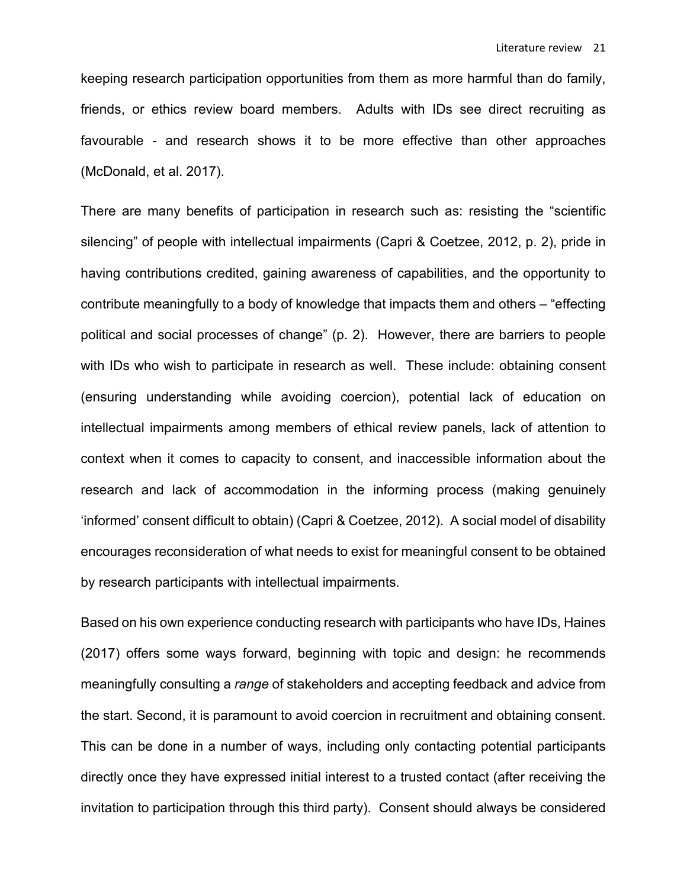keeping research participation opportunities from them as more harmful than do family, friends, or ethics review board members. Adults with IDs see direct recruiting as favourable - and research shows it to be more effective than other approaches (McDonald, et al. 2017).

There are many benefits of participation in research such as: resisting the "scientific silencing" of people with intellectual impairments (Capri & Coetzee, 2012, p. 2), pride in having contributions credited, gaining awareness of capabilities, and the opportunity to contribute meaningfully to a body of knowledge that impacts them and others – "effecting political and social processes of change" (p. 2). However, there are barriers to people with IDs who wish to participate in research as well. These include: obtaining consent (ensuring understanding while avoiding coercion), potential lack of education on intellectual impairments among members of ethical review panels, lack of attention to context when it comes to capacity to consent, and inaccessible information about the research and lack of accommodation in the informing process (making genuinely 'informed' consent difficult to obtain) (Capri & Coetzee, 2012). A social model of disability encourages reconsideration of what needs to exist for meaningful consent to be obtained by research participants with intellectual impairments.

Based on his own experience conducting research with participants who have IDs, Haines (2017) offers some ways forward, beginning with topic and design: he recommends meaningfully consulting a *range* of stakeholders and accepting feedback and advice from the start. Second, it is paramount to avoid coercion in recruitment and obtaining consent. This can be done in a number of ways, including only contacting potential participants directly once they have expressed initial interest to a trusted contact (after receiving the invitation to participation through this third party). Consent should always be considered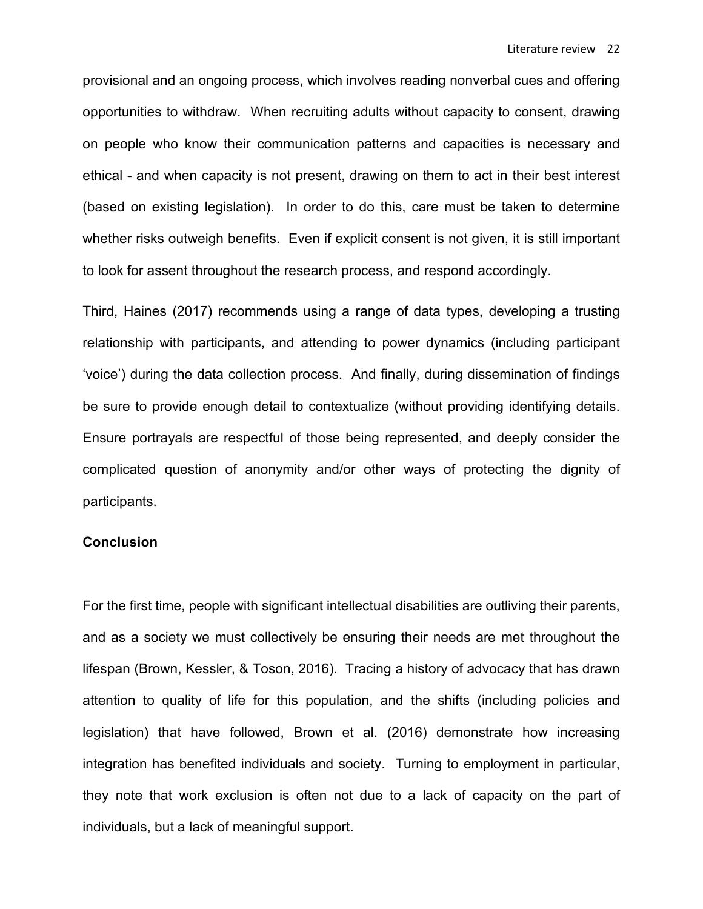provisional and an ongoing process, which involves reading nonverbal cues and offering opportunities to withdraw. When recruiting adults without capacity to consent, drawing on people who know their communication patterns and capacities is necessary and ethical - and when capacity is not present, drawing on them to act in their best interest (based on existing legislation). In order to do this, care must be taken to determine whether risks outweigh benefits. Even if explicit consent is not given, it is still important to look for assent throughout the research process, and respond accordingly.

Third, Haines (2017) recommends using a range of data types, developing a trusting relationship with participants, and attending to power dynamics (including participant 'voice') during the data collection process. And finally, during dissemination of findings be sure to provide enough detail to contextualize (without providing identifying details. Ensure portrayals are respectful of those being represented, and deeply consider the complicated question of anonymity and/or other ways of protecting the dignity of participants.

**Conclusion**

For the first time, people with significant intellectual disabilities are outliving their parents, and as a society we must collectively be ensuring their needs are met throughout the lifespan (Brown, Kessler, & Toson, 2016). Tracing a history of advocacy that has drawn attention to quality of life for this population, and the shifts (including policies and legislation) that have followed, Brown et al. (2016) demonstrate how increasing integration has benefited individuals and society. Turning to employment in particular, they note that work exclusion is often not due to a lack of capacity on the part of individuals, but a lack of meaningful support.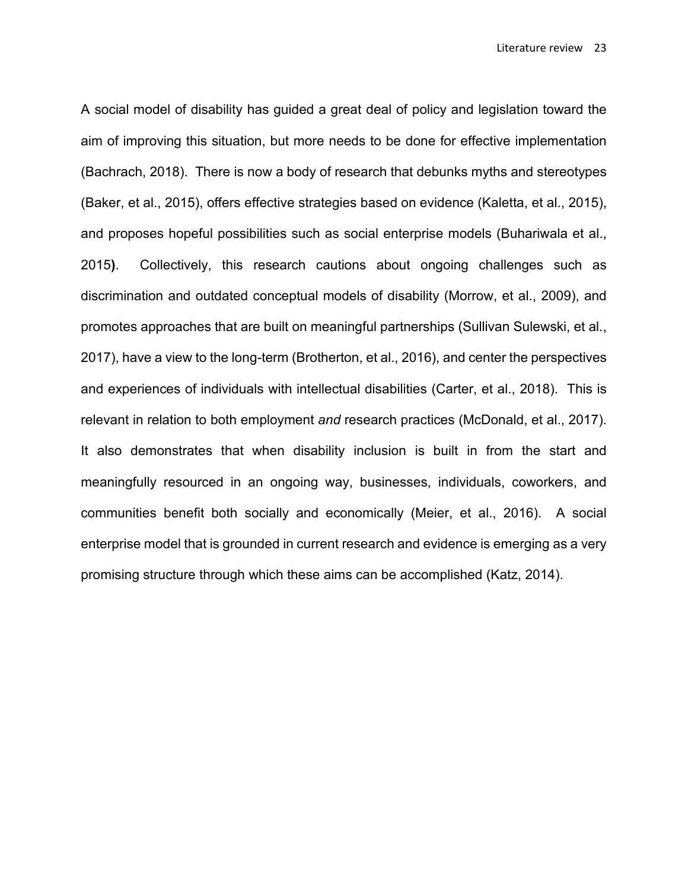A social model of disability has guided a great deal of policy and legislation toward the aim of improving this situation, but more needs to be done for effective implementation (Bachrach, 2018). There is now a body of research that debunks myths and stereotypes (Baker, et al., 2015), offers effective strategies based on evidence (Kaletta, et al., 2015), and proposes hopeful possibilities such as social enterprise models (Buhariwala et al., 2015). Collectively, this research cautions about ongoing challenges such as discrimination and outdated conceptual models of disability (Morrow, et al., 2009), and promotes approaches that are built on meaningful partnerships (Sullivan Sulewski, et al., 2017), have a view to the long-term (Brotherton, et al., 2016), and center the perspectives and experiences of individuals with intellectual disabilities (Carter, et al., 2018). This is relevant in relation to both employment *and* research practices (McDonald, et al., 2017). It also demonstrates that when disability inclusion is built in from the start and meaningfully resourced in an ongoing way, businesses, individuals, coworkers, and communities benefit both socially and economically (Meier, et al., 2016). A social enterprise model that is grounded in current research and evidence is emerging as a very promising structure through which these aims can be accomplished (Katz, 2014).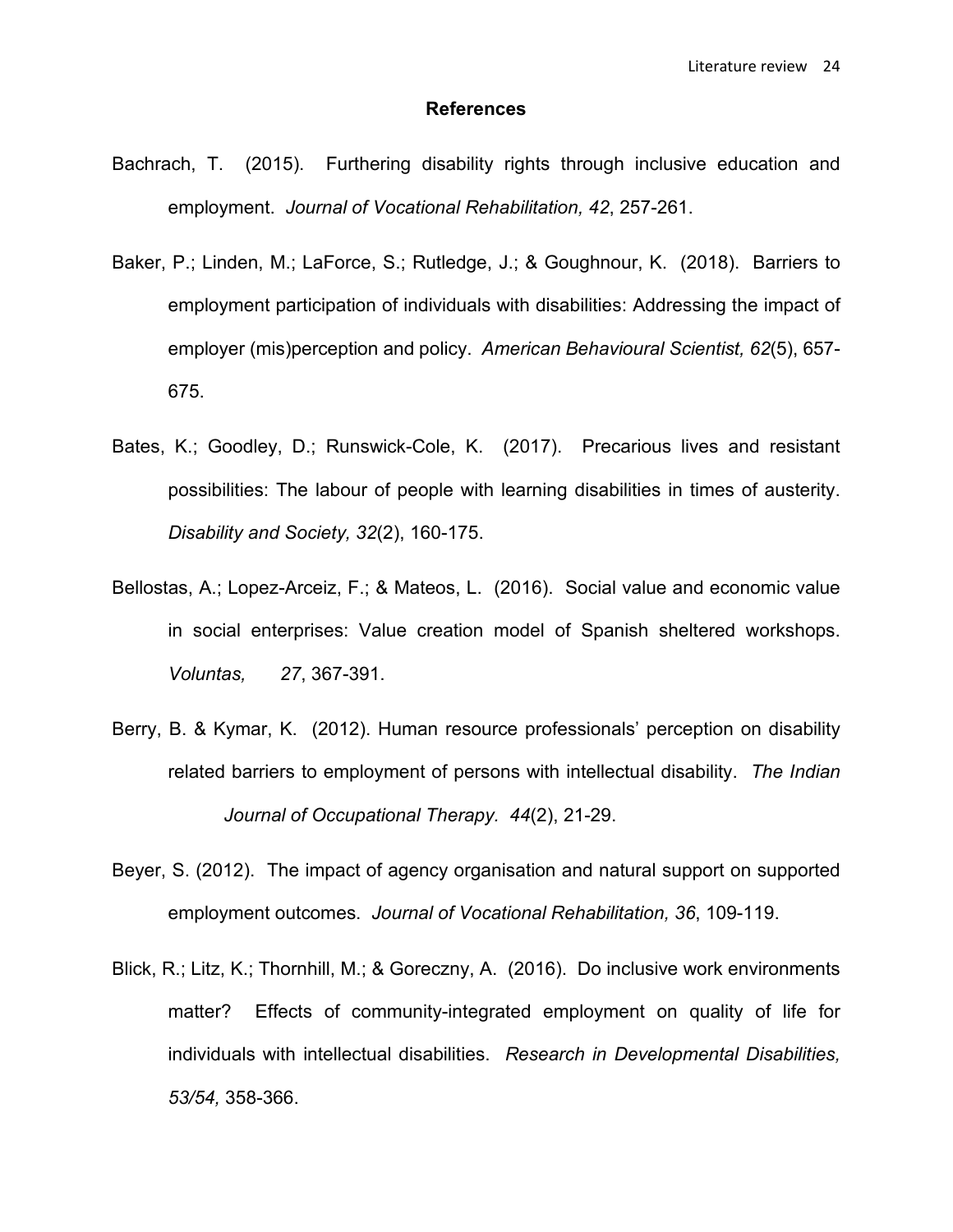## References

Bachrach, T. (2015). Furthering disability rights through inclusive education and employment. *Journal of Vocational Rehabilitation, 42*, 257-261.

Baker, P.; Linden, M.; LaForce, S.; Rutledge, J.; & Goughnour, K. (2018). Barriers to employment participation of individuals with disabilities: Addressing the impact of employer (mis)perception and policy. *American Behavioural Scientist, 62*(5), 657-675.

Bates, K.; Goodley, D.; Runswick-Cole, K. (2017). Precarious lives and resistant possibilities: The labour of people with learning disabilities in times of austerity. *Disability and Society, 32*(2), 160-175.

Bellostas, A.; Lopez-Arceiz, F.; & Mateos, L. (2016). Social value and economic value in social enterprises: Value creation model of Spanish sheltered workshops. *Voluntas, 27*, 367-391.

Berry, B. & Kymar, K. (2012). Human resource professionals' perception on disability related barriers to employment of persons with intellectual disability. *The Indian Journal of Occupational Therapy. 44*(2), 21-29.

Beyer, S. (2012). The impact of agency organisation and natural support on supported employment outcomes. *Journal of Vocational Rehabilitation, 36*, 109-119.

Blick, R.; Litz, K.; Thornhill, M.; & Goreczny, A. (2016). Do inclusive work environments matter? Effects of community-integrated employment on quality of life for individuals with intellectual disabilities. *Research in Developmental Disabilities, 53/54,* 358-366.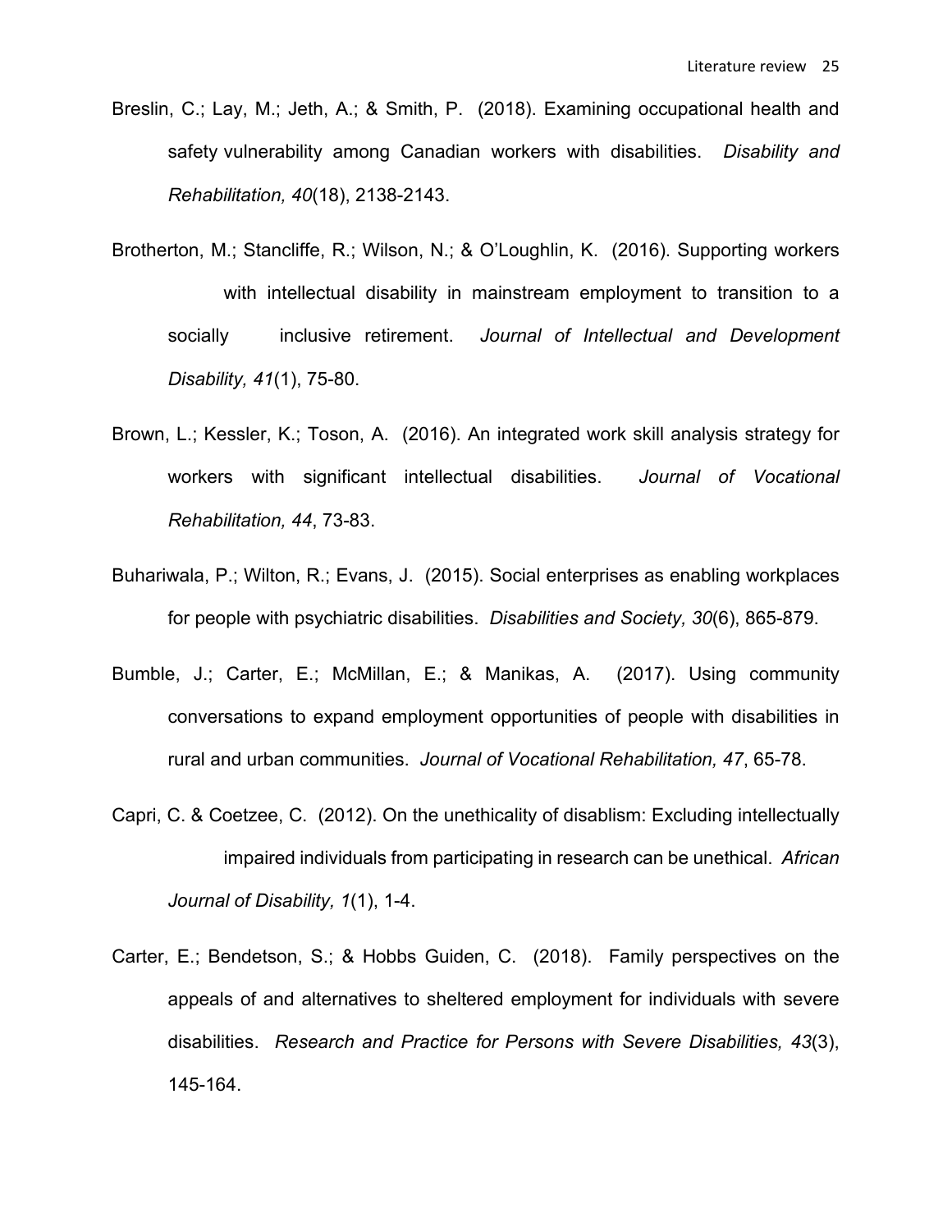Breslin, C.; Lay, M.; Jeth, A.; & Smith, P. (2018). Examining occupational health and safety vulnerability among Canadian workers with disabilities. *Disability and Rehabilitation, 40*(18), 2138-2143.

Brotherton, M.; Stancliffe, R.; Wilson, N.; & O'Loughlin, K. (2016). Supporting workers with intellectual disability in mainstream employment to transition to a socially inclusive retirement. *Journal of Intellectual and Development Disability, 41*(1), 75-80.

Brown, L.; Kessler, K.; Toson, A. (2016). An integrated work skill analysis strategy for workers with significant intellectual disabilities. *Journal of Vocational Rehabilitation, 44*, 73-83.

Buhariwala, P.; Wilton, R.; Evans, J. (2015). Social enterprises as enabling workplaces for people with psychiatric disabilities. *Disabilities and Society, 30*(6), 865-879.

Bumble, J.; Carter, E.; McMillan, E.; & Manikas, A. (2017). Using community conversations to expand employment opportunities of people with disabilities in rural and urban communities. *Journal of Vocational Rehabilitation, 47*, 65-78.

Capri, C. & Coetzee, C. (2012). On the unethicality of disablism: Excluding intellectually impaired individuals from participating in research can be unethical. *African Journal of Disability, 1*(1), 1-4.

Carter, E.; Bendetson, S.; & Hobbs Guiden, C. (2018). Family perspectives on the appeals of and alternatives to sheltered employment for individuals with severe disabilities. *Research and Practice for Persons with Severe Disabilities, 43*(3), 145-164.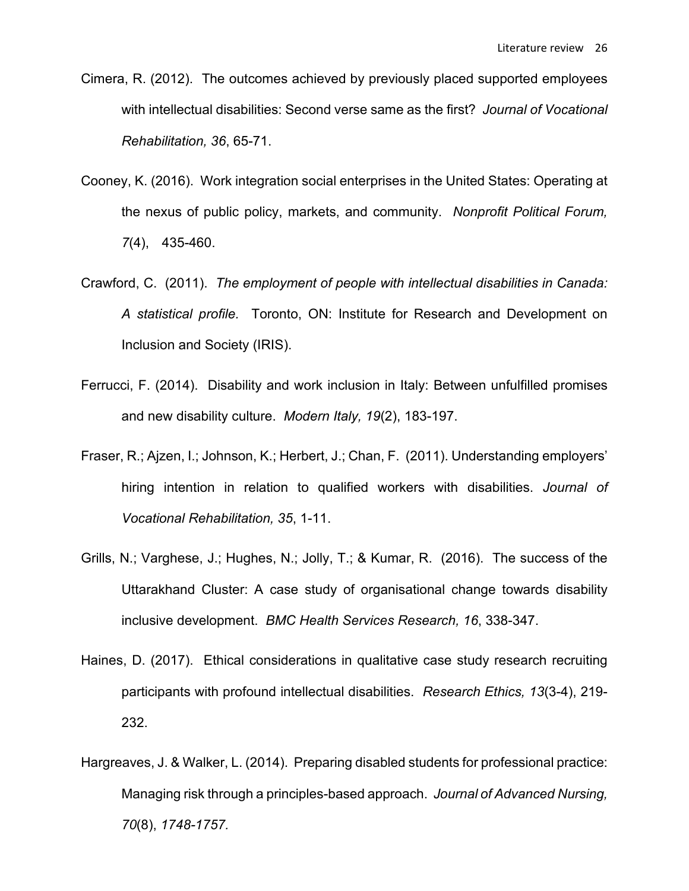Cimera, R. (2012). The outcomes achieved by previously placed supported employees with intellectual disabilities: Second verse same as the first? *Journal of Vocational Rehabilitation, 36*, 65-71.

Cooney, K. (2016). Work integration social enterprises in the United States: Operating at the nexus of public policy, markets, and community. *Nonprofit Political Forum, 7*(4), 435-460.

Crawford, C. (2011). *The employment of people with intellectual disabilities in Canada: A statistical profile*. Toronto, ON: Institute for Research and Development on Inclusion and Society (IRIS).

Ferrucci, F. (2014). Disability and work inclusion in Italy: Between unfulfilled promises and new disability culture. *Modern Italy, 19*(2), 183-197.

Fraser, R.; Ajzen, I.; Johnson, K.; Herbert, J.; Chan, F. (2011). Understanding employers' hiring intention in relation to qualified workers with disabilities. *Journal of Vocational Rehabilitation, 35*, 1-11.

Grills, N.; Varghese, J.; Hughes, N.; Jolly, T.; & Kumar, R. (2016). The success of the Uttarakhand Cluster: A case study of organisational change towards disability inclusive development. *BMC Health Services Research, 16*, 338-347.

Haines, D. (2017). Ethical considerations in qualitative case study research recruiting participants with profound intellectual disabilities. *Research Ethics, 13*(3-4), 219-232.

Hargreaves, J. & Walker, L. (2014). Preparing disabled students for professional practice: Managing risk through a principles-based approach. *Journal of Advanced Nursing, 70*(8), *1748-1757.*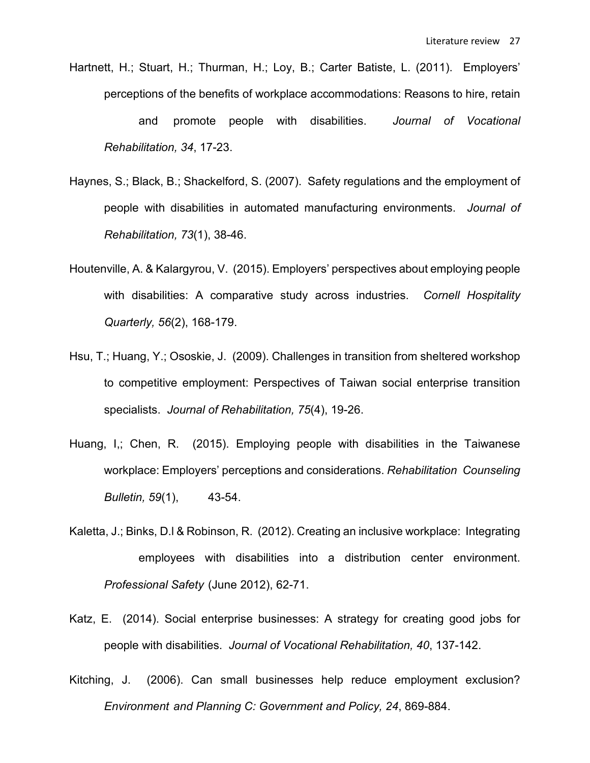Hartnett, H.; Stuart, H.; Thurman, H.; Loy, B.; Carter Batiste, L. (2011). Employers' perceptions of the benefits of workplace accommodations: Reasons to hire, retain and promote people with disabilities. *Journal of Vocational Rehabilitation, 34*, 17-23.

Haynes, S.; Black, B.; Shackelford, S. (2007). Safety regulations and the employment of people with disabilities in automated manufacturing environments. *Journal of Rehabilitation, 73*(1), 38-46.

Houtenville, A. & Kalargyrou, V. (2015). Employers' perspectives about employing people with disabilities: A comparative study across industries. *Cornell Hospitality Quarterly, 56*(2), 168-179.

Hsu, T.; Huang, Y.; Ososkie, J. (2009). Challenges in transition from sheltered workshop to competitive employment: Perspectives of Taiwan social enterprise transition specialists. *Journal of Rehabilitation, 75*(4), 19-26.

Huang, I,; Chen, R. (2015). Employing people with disabilities in the Taiwanese workplace: Employers' perceptions and considerations. *Rehabilitation Counseling Bulletin, 59*(1), 43-54.

Kaletta, J.; Binks, D.l & Robinson, R. (2012). Creating an inclusive workplace: Integrating employees with disabilities into a distribution center environment. *Professional Safety* (June 2012), 62-71.

Katz, E. (2014). Social enterprise businesses: A strategy for creating good jobs for people with disabilities. *Journal of Vocational Rehabilitation, 40*, 137-142.

Kitching, J. (2006). Can small businesses help reduce employment exclusion? *Environment and Planning C: Government and Policy, 24*, 869-884.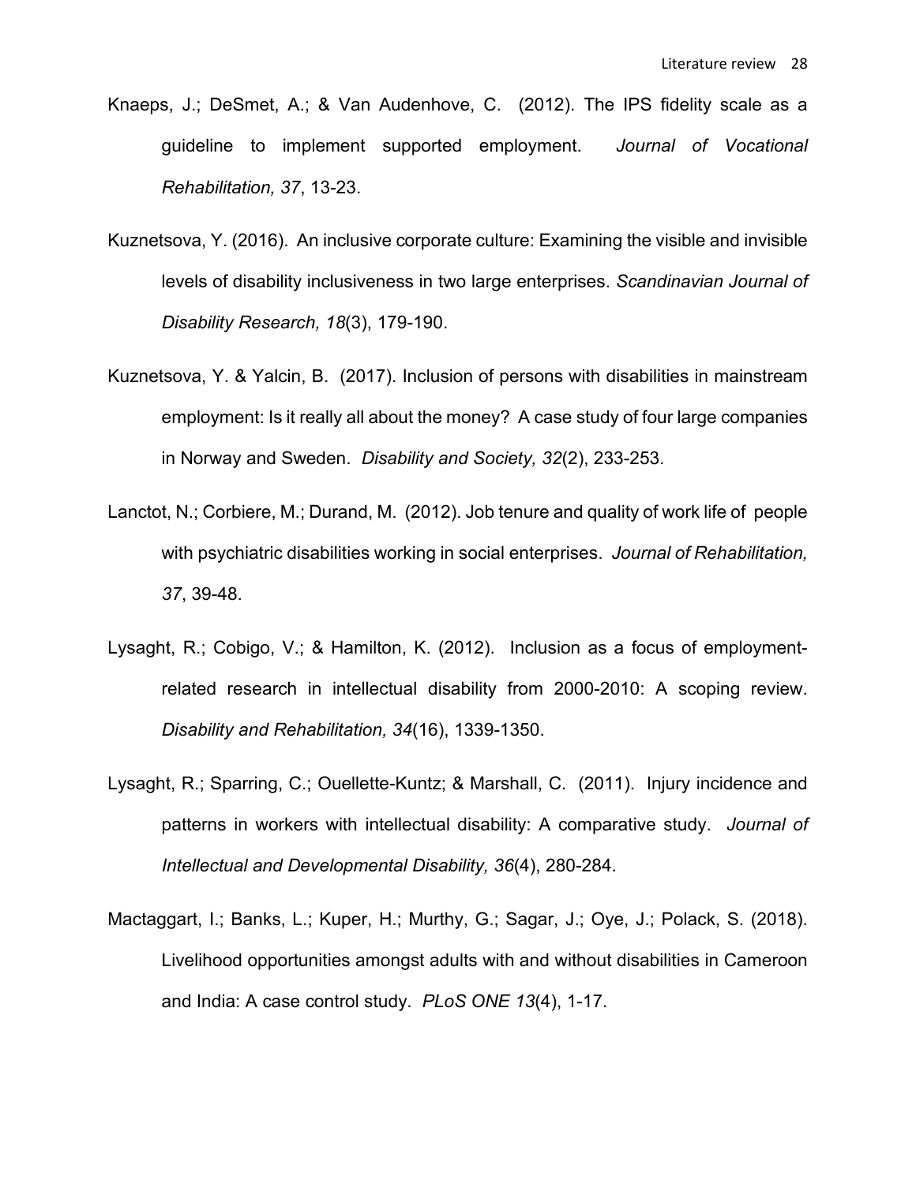Knaeps, J.; DeSmet, A.; & Van Audenhove, C. (2012). The IPS fidelity scale as a guideline to implement supported employment. *Journal of Vocational Rehabilitation, 37*, 13-23.

Kuznetsova, Y. (2016). An inclusive corporate culture: Examining the visible and invisible levels of disability inclusiveness in two large enterprises. *Scandinavian Journal of Disability Research, 18*(3), 179-190.

Kuznetsova, Y. & Yalcin, B. (2017). Inclusion of persons with disabilities in mainstream employment: Is it really all about the money? A case study of four large companies in Norway and Sweden. *Disability and Society, 32*(2), 233-253.

Lanctot, N.; Corbiere, M.; Durand, M. (2012). Job tenure and quality of work life of people with psychiatric disabilities working in social enterprises. *Journal of Rehabilitation, 37*, 39-48.

Lysaght, R.; Cobigo, V.; & Hamilton, K. (2012). Inclusion as a focus of employment-related research in intellectual disability from 2000-2010: A scoping review. *Disability and Rehabilitation, 34*(16), 1339-1350.

Lysaght, R.; Sparring, C.; Ouellette-Kuntz; & Marshall, C. (2011). Injury incidence and patterns in workers with intellectual disability: A comparative study. *Journal of Intellectual and Developmental Disability, 36*(4), 280-284.

Mactaggart, I.; Banks, L.; Kuper, H.; Murthy, G.; Sagar, J.; Oye, J.; Polack, S. (2018). Livelihood opportunities amongst adults with and without disabilities in Cameroon and India: A case control study. *PLoS ONE 13*(4), 1-17.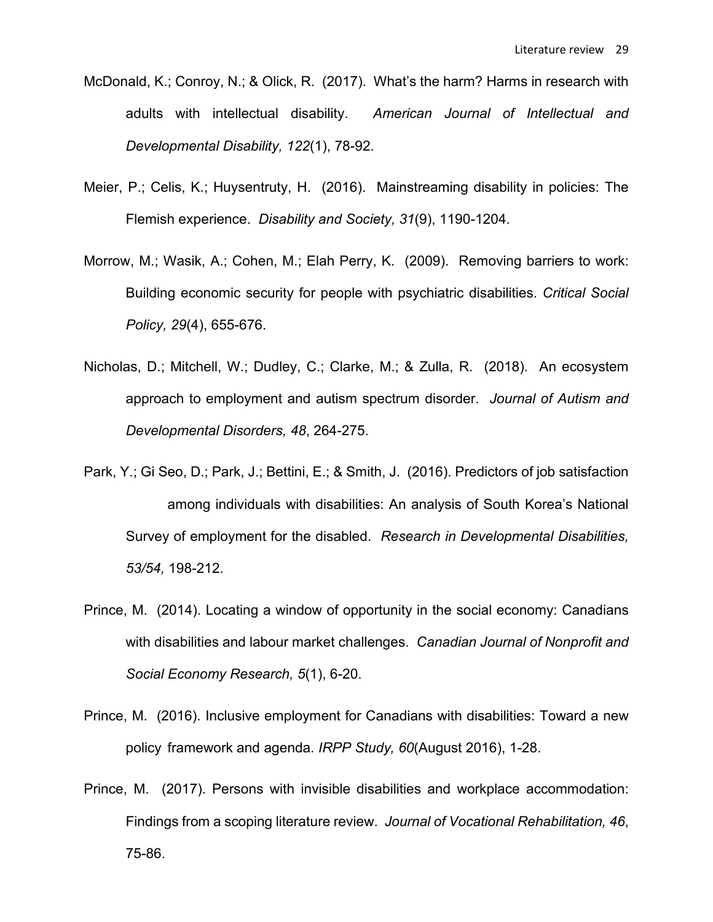McDonald, K.; Conroy, N.; & Olick, R. (2017). What's the harm? Harms in research with adults with intellectual disability. *American Journal of Intellectual and Developmental Disability, 122*(1), 78-92.

Meier, P.; Celis, K.; Huysentruty, H. (2016). Mainstreaming disability in policies: The Flemish experience. *Disability and Society, 31*(9), 1190-1204.

Morrow, M.; Wasik, A.; Cohen, M.; Elah Perry, K. (2009). Removing barriers to work: Building economic security for people with psychiatric disabilities. *Critical Social Policy, 29*(4), 655-676.

Nicholas, D.; Mitchell, W.; Dudley, C.; Clarke, M.; & Zulla, R. (2018). An ecosystem approach to employment and autism spectrum disorder. *Journal of Autism and Developmental Disorders, 48*, 264-275.

Park, Y.; Gi Seo, D.; Park, J.; Bettini, E.; & Smith, J. (2016). Predictors of job satisfaction among individuals with disabilities: An analysis of South Korea's National Survey of employment for the disabled. *Research in Developmental Disabilities, 53/54,* 198-212.

Prince, M. (2014). Locating a window of opportunity in the social economy: Canadians with disabilities and labour market challenges. *Canadian Journal of Nonprofit and Social Economy Research, 5*(1), 6-20.

Prince, M. (2016). Inclusive employment for Canadians with disabilities: Toward a new policy framework and agenda. *IRPP Study, 60*(August 2016), 1-28.

Prince, M. (2017). Persons with invisible disabilities and workplace accommodation: Findings from a scoping literature review. *Journal of Vocational Rehabilitation, 46*, 75-86.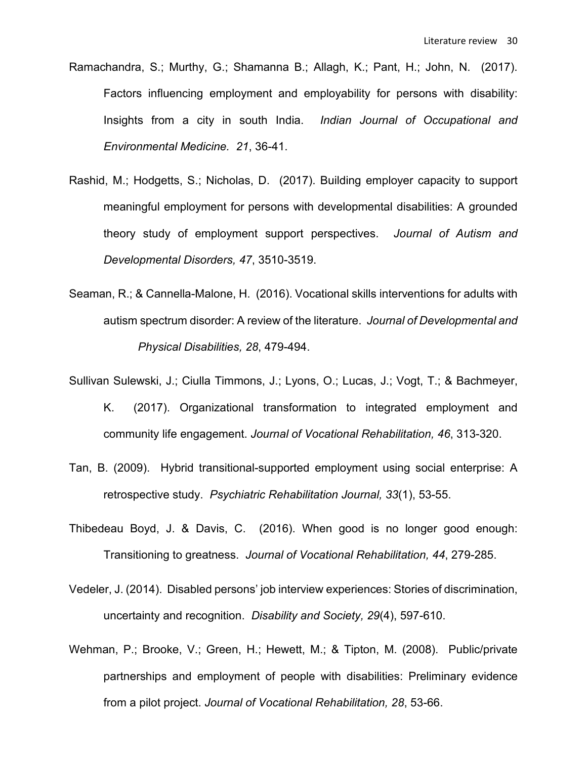Ramachandra, S.; Murthy, G.; Shamanna B.; Allagh, K.; Pant, H.; John, N. (2017). Factors influencing employment and employability for persons with disability: Insights from a city in south India. *Indian Journal of Occupational and Environmental Medicine. 21*, 36-41.

Rashid, M.; Hodgetts, S.; Nicholas, D. (2017). Building employer capacity to support meaningful employment for persons with developmental disabilities: A grounded theory study of employment support perspectives. *Journal of Autism and Developmental Disorders, 47*, 3510-3519.

Seaman, R.; & Cannella-Malone, H. (2016). Vocational skills interventions for adults with autism spectrum disorder: A review of the literature. *Journal of Developmental and Physical Disabilities, 28*, 479-494.

Sullivan Sulewski, J.; Ciulla Timmons, J.; Lyons, O.; Lucas, J.; Vogt, T.; & Bachmeyer, K. (2017). Organizational transformation to integrated employment and community life engagement. *Journal of Vocational Rehabilitation, 46*, 313-320.

Tan, B. (2009). Hybrid transitional-supported employment using social enterprise: A retrospective study. *Psychiatric Rehabilitation Journal, 33*(1), 53-55.

Thibedeau Boyd, J. & Davis, C. (2016). When good is no longer good enough: Transitioning to greatness. *Journal of Vocational Rehabilitation, 44*, 279-285.

Vedeler, J. (2014). Disabled persons' job interview experiences: Stories of discrimination, uncertainty and recognition. *Disability and Society, 29*(4), 597-610.

Wehman, P.; Brooke, V.; Green, H.; Hewett, M.; & Tipton, M. (2008). Public/private partnerships and employment of people with disabilities: Preliminary evidence from a pilot project. *Journal of Vocational Rehabilitation, 28*, 53-66.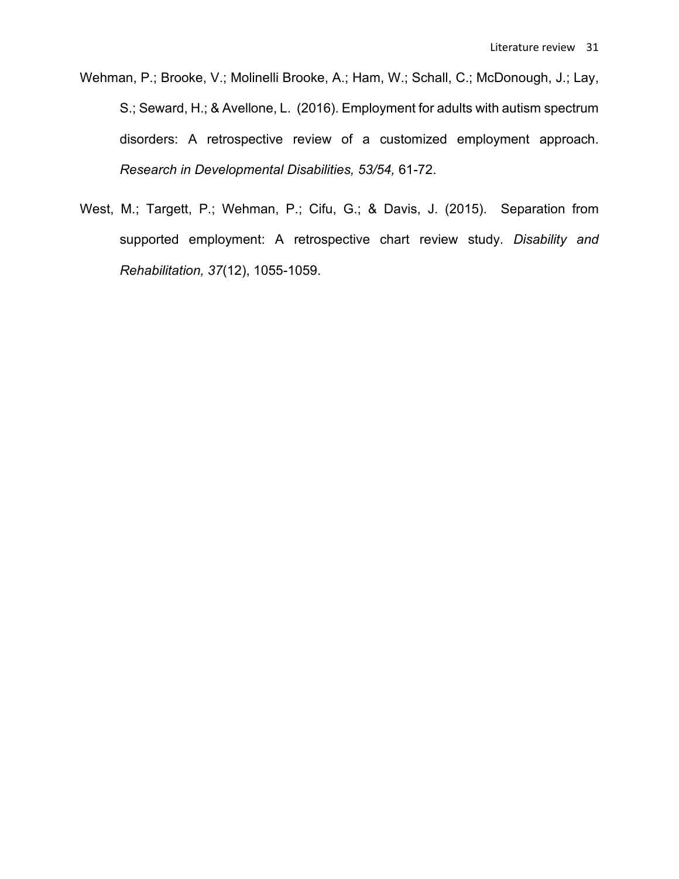Wehman, P.; Brooke, V.; Molinelli Brooke, A.; Ham, W.; Schall, C.; McDonough, J.; Lay, S.; Seward, H.; & Avellone, L. (2016). Employment for adults with autism spectrum disorders: A retrospective review of a customized employment approach. *Research in Developmental Disabilities, 53/54,* 61-72.

West, M.; Targett, P.; Wehman, P.; Cifu, G.; & Davis, J. (2015). Separation from supported employment: A retrospective chart review study. *Disability and Rehabilitation, 37*(12), 1055-1059.